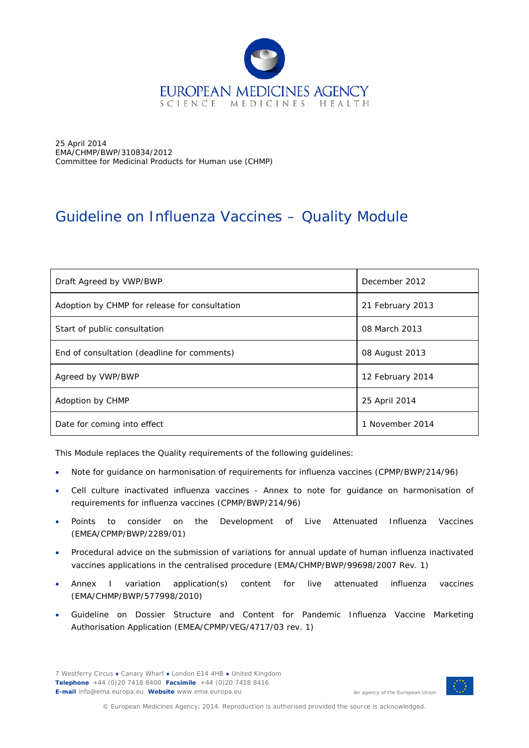25 April 2014
EMA/CHMP/BWP/310834/2012
Committee for Medicinal Products for Human use (CHMP)

# Guideline on Influenza Vaccines – Quality Module

| | |
|---|---|
| Draft Agreed by VWP/BWP | December 2012 |
| Adoption by CHMP for release for consultation | 21 February 2013 |
| Start of public consultation | 08 March 2013 |
| End of consultation (deadline for comments) | 08 August 2013 |
| Agreed by VWP/BWP | 12 February 2014 |
| Adoption by CHMP | 25 April 2014 |
| Date for coming into effect | 1 November 2014 |

This Module replaces the Quality requirements of the following guidelines:

- Note for guidance on harmonisation of requirements for influenza vaccines (CPMP/BWP/214/96)
- Cell culture inactivated influenza vaccines - Annex to note for guidance on harmonisation of requirements for influenza vaccines (CPMP/BWP/214/96)
- Points to consider on the Development of Live Attenuated Influenza Vaccines (EMEA/CPMP/BWP/2289/01)
- Procedural advice on the submission of variations for annual update of human influenza inactivated vaccines applications in the centralised procedure (EMA/CHMP/BWP/99698/2007 Rev. 1)
- Annex I variation application(s) content for live attenuated influenza vaccines (EMA/CHMP/BWP/577998/2010)
- Guideline on Dossier Structure and Content for Pandemic Influenza Vaccine Marketing Authorisation Application (EMEA/CPMP/VEG/4717/03 rev. 1)

7 Westferry Circus • Canary Wharf • London E14 4HB • United Kingdom
**Telephone** +44 (0)20 7418 8400 **Facsimile** +44 (0)20 7418 8416
**E-mail** info@ema.europa.eu **Website** www.ema.europa.eu

An agency of the European Union

© European Medicines Agency, 2014. Reproduction is authorised provided the source is acknowledged.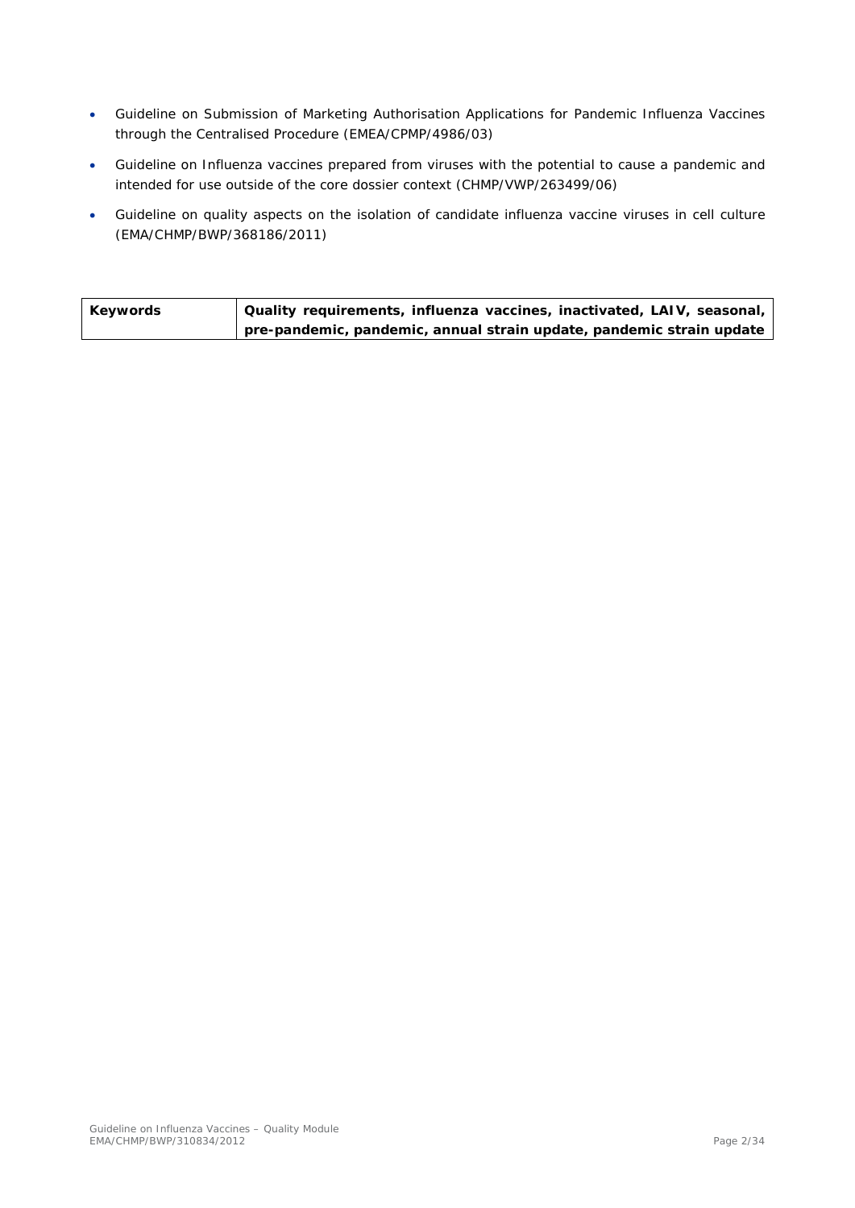- Guideline on Submission of Marketing Authorisation Applications for Pandemic Influenza Vaccines through the Centralised Procedure (EMEA/CPMP/4986/03)
- Guideline on Influenza vaccines prepared from viruses with the potential to cause a pandemic and intended for use outside of the core dossier context (CHMP/VWP/263499/06)
- Guideline on quality aspects on the isolation of candidate influenza vaccine viruses in cell culture (EMA/CHMP/BWP/368186/2011)

| **Keywords** | **Quality requirements, influenza vaccines, inactivated, LAIV, seasonal, pre-pandemic, pandemic, annual strain update, pandemic strain update** |
|---|---|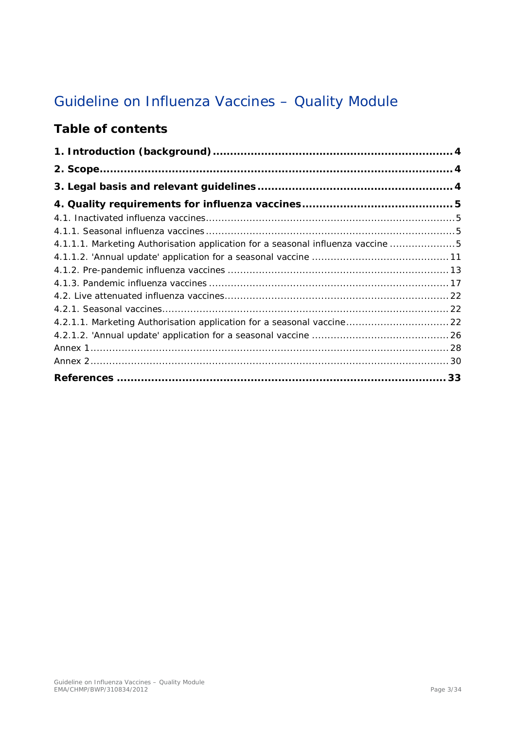# Guideline on Influenza Vaccines – Quality Module

## Table of contents

**1. Introduction (background) ........................................................................ 4**

**2. Scope ........................................................................................................ 4**

**3. Legal basis and relevant guidelines ......................................................... 4**

**4. Quality requirements for influenza vaccines ............................................ 5**

4.1. Inactivated influenza vaccines ........................................................................ 5

4.1.1. Seasonal influenza vaccines ........................................................................ 5

4.1.1.1. Marketing Authorisation application for a seasonal influenza vaccine ..................... 5

4.1.1.2. 'Annual update' application for a seasonal vaccine ........................................ 11

4.1.2. Pre-pandemic influenza vaccines .................................................................. 13

4.1.3. Pandemic influenza vaccines ........................................................................ 17

4.2. Live attenuated influenza vaccines ................................................................... 22

4.2.1. Seasonal vaccines ......................................................................................... 22

4.2.1.1. Marketing Authorisation application for a seasonal vaccine ............................... 22

4.2.1.2. 'Annual update' application for a seasonal vaccine ........................................ 26

Annex 1 ............................................................................................................... 28

Annex 2 ............................................................................................................... 30

**References ........................................................................................................ 33**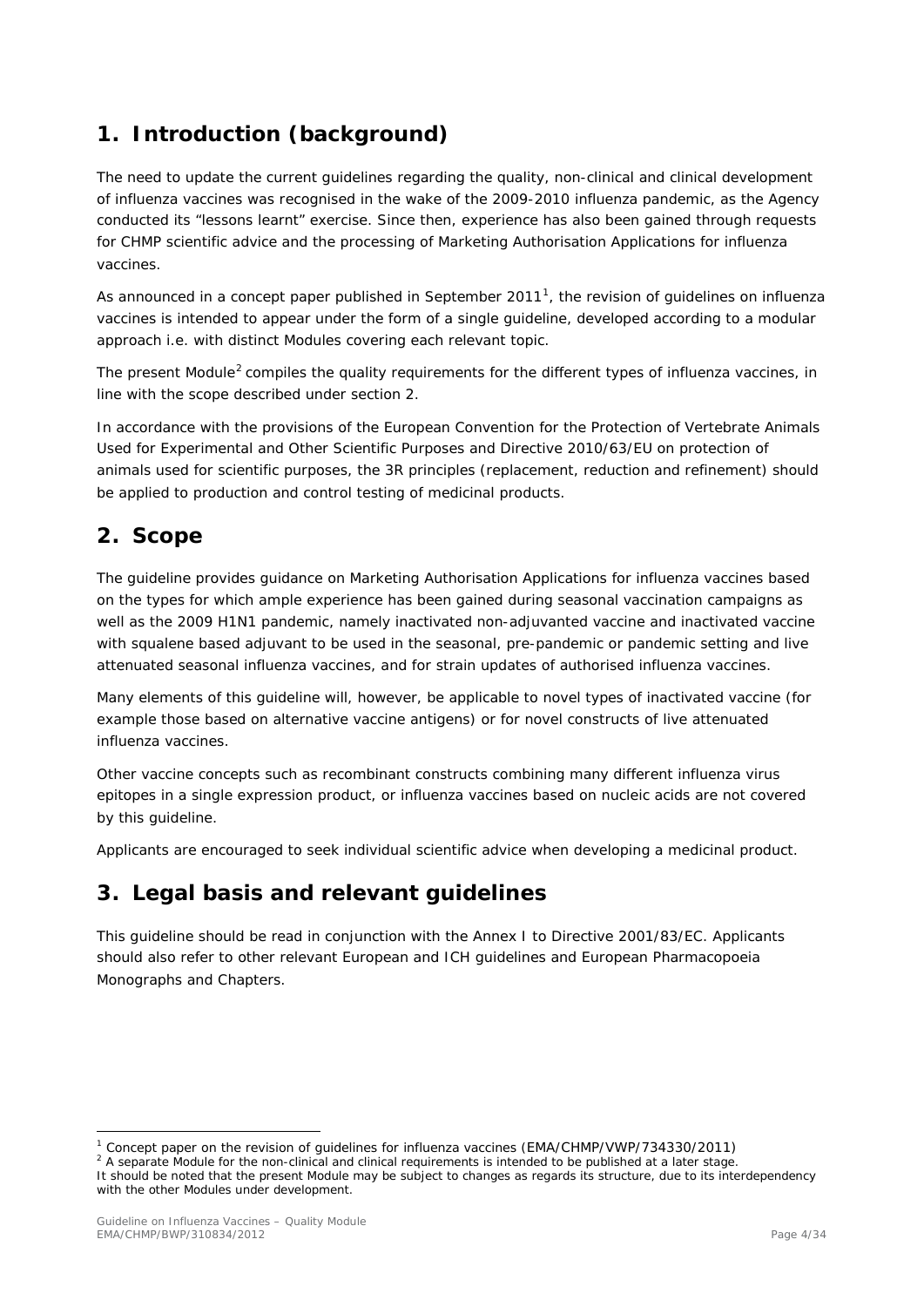# 1. Introduction (background)

The need to update the current guidelines regarding the quality, non-clinical and clinical development of influenza vaccines was recognised in the wake of the 2009-2010 influenza pandemic, as the Agency conducted its "lessons learnt" exercise. Since then, experience has also been gained through requests for CHMP scientific advice and the processing of Marketing Authorisation Applications for influenza vaccines.

As announced in a concept paper published in September 2011[1], the revision of guidelines on influenza vaccines is intended to appear under the form of a single guideline, developed according to a modular approach i.e. with distinct Modules covering each relevant topic.

The present Module[2] compiles the quality requirements for the different types of influenza vaccines, in line with the scope described under section 2.

In accordance with the provisions of the European Convention for the Protection of Vertebrate Animals Used for Experimental and Other Scientific Purposes and Directive 2010/63/EU on protection of animals used for scientific purposes, the 3R principles (replacement, reduction and refinement) should be applied to production and control testing of medicinal products.

# 2. Scope

The guideline provides guidance on Marketing Authorisation Applications for influenza vaccines based on the types for which ample experience has been gained during seasonal vaccination campaigns as well as the 2009 H1N1 pandemic, namely inactivated non-adjuvanted vaccine and inactivated vaccine with squalene based adjuvant to be used in the seasonal, pre-pandemic or pandemic setting and live attenuated seasonal influenza vaccines, and for strain updates of authorised influenza vaccines.

Many elements of this guideline will, however, be applicable to novel types of inactivated vaccine (for example those based on alternative vaccine antigens) or for novel constructs of live attenuated influenza vaccines.

Other vaccine concepts such as recombinant constructs combining many different influenza virus epitopes in a single expression product, or influenza vaccines based on nucleic acids are not covered by this guideline.

Applicants are encouraged to seek individual scientific advice when developing a medicinal product.

# 3. Legal basis and relevant guidelines

This guideline should be read in conjunction with the Annex I to Directive 2001/83/EC. Applicants should also refer to other relevant European and ICH guidelines and European Pharmacopoeia Monographs and Chapters.

---

[1] Concept paper on the revision of guidelines for influenza vaccines (EMA/CHMP/VWP/734330/2011)

[2] A separate Module for the non-clinical and clinical requirements is intended to be published at a later stage. It should be noted that the present Module may be subject to changes as regards its structure, due to its interdependency with the other Modules under development.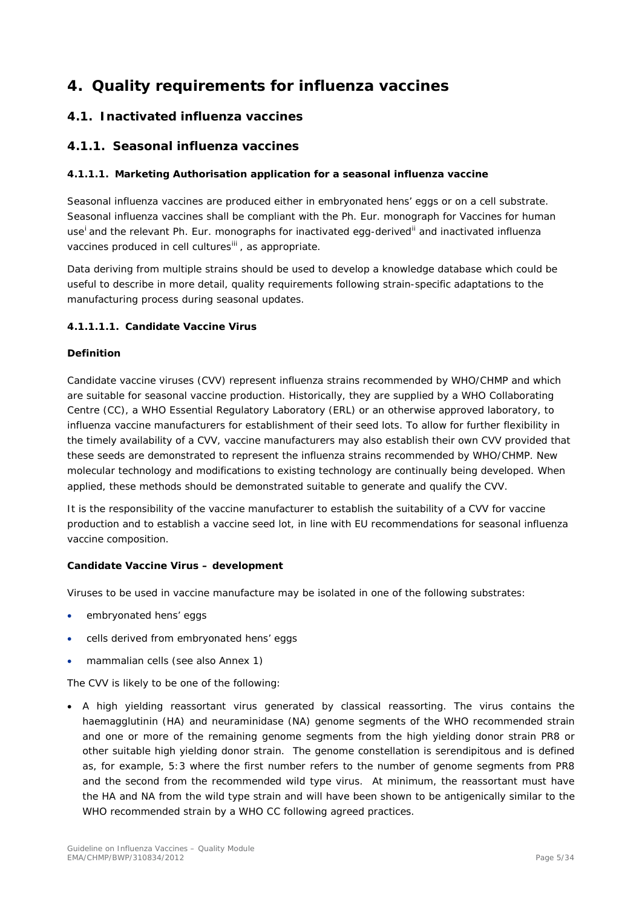# 4. Quality requirements for influenza vaccines

## 4.1. Inactivated influenza vaccines

## 4.1.1. Seasonal influenza vaccines

### 4.1.1.1. Marketing Authorisation application for a seasonal influenza vaccine

Seasonal influenza vaccines are produced either in embryonated hens' eggs or on a cell substrate. Seasonal influenza vaccines shall be compliant with the Ph. Eur. monograph for Vaccines for human use[i] and the relevant Ph. Eur. monographs for inactivated egg-derived[ii] and inactivated influenza vaccines produced in cell cultures[iii] , as appropriate.

Data deriving from multiple strains should be used to develop a knowledge database which could be useful to describe in more detail, quality requirements following strain-specific adaptations to the manufacturing process during seasonal updates.

#### 4.1.1.1.1. Candidate Vaccine Virus

**Definition**

Candidate vaccine viruses (CVV) represent influenza strains recommended by WHO/CHMP and which are suitable for seasonal vaccine production. Historically, they are supplied by a WHO Collaborating Centre (CC), a WHO Essential Regulatory Laboratory (ERL) or an otherwise approved laboratory, to influenza vaccine manufacturers for establishment of their seed lots. To allow for further flexibility in the timely availability of a CVV, vaccine manufacturers may also establish their own CVV provided that these seeds are demonstrated to represent the influenza strains recommended by WHO/CHMP. New molecular technology and modifications to existing technology are continually being developed. When applied, these methods should be demonstrated suitable to generate and qualify the CVV.

It is the responsibility of the vaccine manufacturer to establish the suitability of a CVV for vaccine production and to establish a vaccine seed lot, in line with EU recommendations for seasonal influenza vaccine composition.

**Candidate Vaccine Virus – development**

Viruses to be used in vaccine manufacture may be isolated in one of the following substrates:

- embryonated hens' eggs
- cells derived from embryonated hens' eggs
- mammalian cells (see also Annex 1)

The CVV is likely to be one of the following:

- A high yielding reassortant virus generated by classical reassorting. The virus contains the haemagglutinin (HA) and neuraminidase (NA) genome segments of the WHO recommended strain and one or more of the remaining genome segments from the high yielding donor strain PR8 or other suitable high yielding donor strain. The genome constellation is serendipitous and is defined as, for example, 5:3 where the first number refers to the number of genome segments from PR8 and the second from the recommended wild type virus. At minimum, the reassortant must have the HA and NA from the wild type strain and will have been shown to be antigenically similar to the WHO recommended strain by a WHO CC following agreed practices.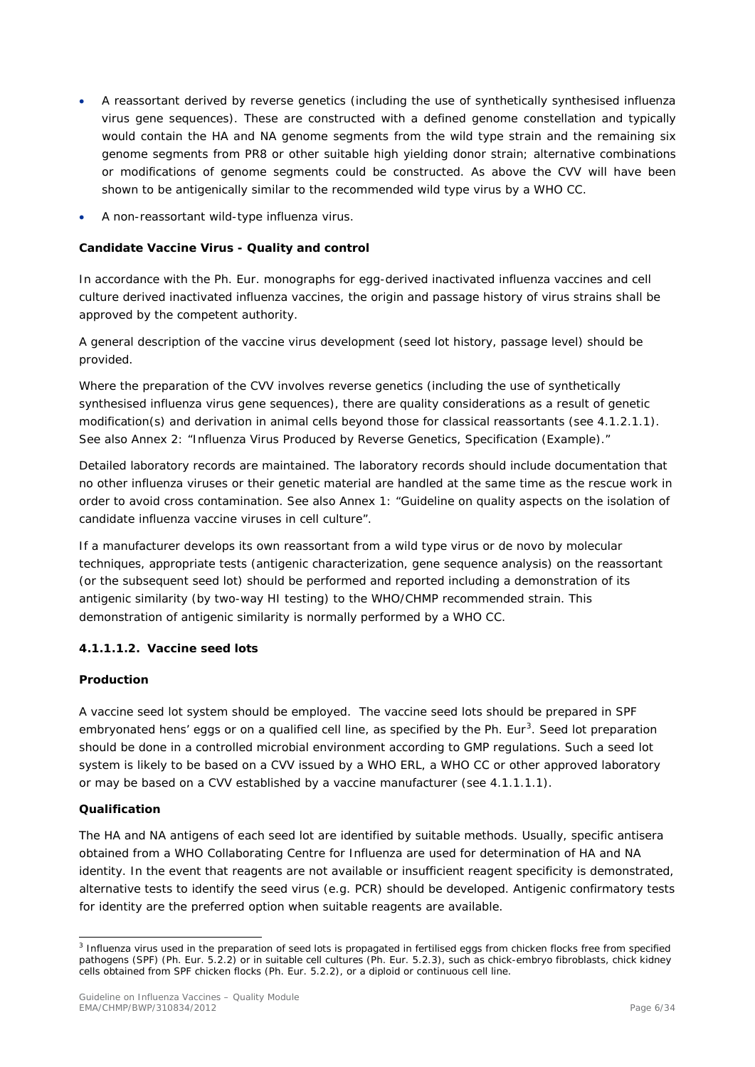- A reassortant derived by reverse genetics (including the use of synthetically synthesised influenza virus gene sequences). These are constructed with a defined genome constellation and typically would contain the HA and NA genome segments from the wild type strain and the remaining six genome segments from PR8 or other suitable high yielding donor strain; alternative combinations or modifications of genome segments could be constructed. As above the CVV will have been shown to be antigenically similar to the recommended wild type virus by a WHO CC.
- A non-reassortant wild-type influenza virus.

**Candidate Vaccine Virus - Quality and control**

In accordance with the Ph. Eur. monographs for egg-derived inactivated influenza vaccines and cell culture derived inactivated influenza vaccines, the origin and passage history of virus strains shall be approved by the competent authority.

A general description of the vaccine virus development (seed lot history, passage level) should be provided.

Where the preparation of the CVV involves reverse genetics (including the use of synthetically synthesised influenza virus gene sequences), there are quality considerations as a result of genetic modification(s) and derivation in animal cells beyond those for classical reassortants (see 4.1.2.1.1). See also Annex 2: "Influenza Virus Produced by Reverse Genetics, Specification (Example)."

Detailed laboratory records are maintained. The laboratory records should include documentation that no other influenza viruses or their genetic material are handled at the same time as the rescue work in order to avoid cross contamination. See also Annex 1: "Guideline on quality aspects on the isolation of candidate influenza vaccine viruses in cell culture".

If a manufacturer develops its own reassortant from a wild type virus or de novo by molecular techniques, appropriate tests (antigenic characterization, gene sequence analysis) on the reassortant (or the subsequent seed lot) should be performed and reported including a demonstration of its antigenic similarity (by two-way HI testing) to the WHO/CHMP recommended strain. This demonstration of antigenic similarity is normally performed by a WHO CC.

#### 4.1.1.1.2. Vaccine seed lots

**Production**

A vaccine seed lot system should be employed. The vaccine seed lots should be prepared in SPF embryonated hens' eggs or on a qualified cell line, as specified by the Ph. Eur[3]. Seed lot preparation should be done in a controlled microbial environment according to GMP regulations. Such a seed lot system is likely to be based on a CVV issued by a WHO ERL, a WHO CC or other approved laboratory or may be based on a CVV established by a vaccine manufacturer (see 4.1.1.1.1).

**Qualification**

The HA and NA antigens of each seed lot are identified by suitable methods. Usually, specific antisera obtained from a WHO Collaborating Centre for Influenza are used for determination of HA and NA identity. In the event that reagents are not available or insufficient reagent specificity is demonstrated, alternative tests to identify the seed virus (e.g. PCR) should be developed. Antigenic confirmatory tests for identity are the preferred option when suitable reagents are available.

[3] Influenza virus used in the preparation of seed lots is propagated in fertilised eggs from chicken flocks free from specified pathogens (SPF) (Ph. Eur. 5.2.2) or in suitable cell cultures (Ph. Eur. 5.2.3), such as chick-embryo fibroblasts, chick kidney cells obtained from SPF chicken flocks (Ph. Eur. 5.2.2), or a diploid or continuous cell line.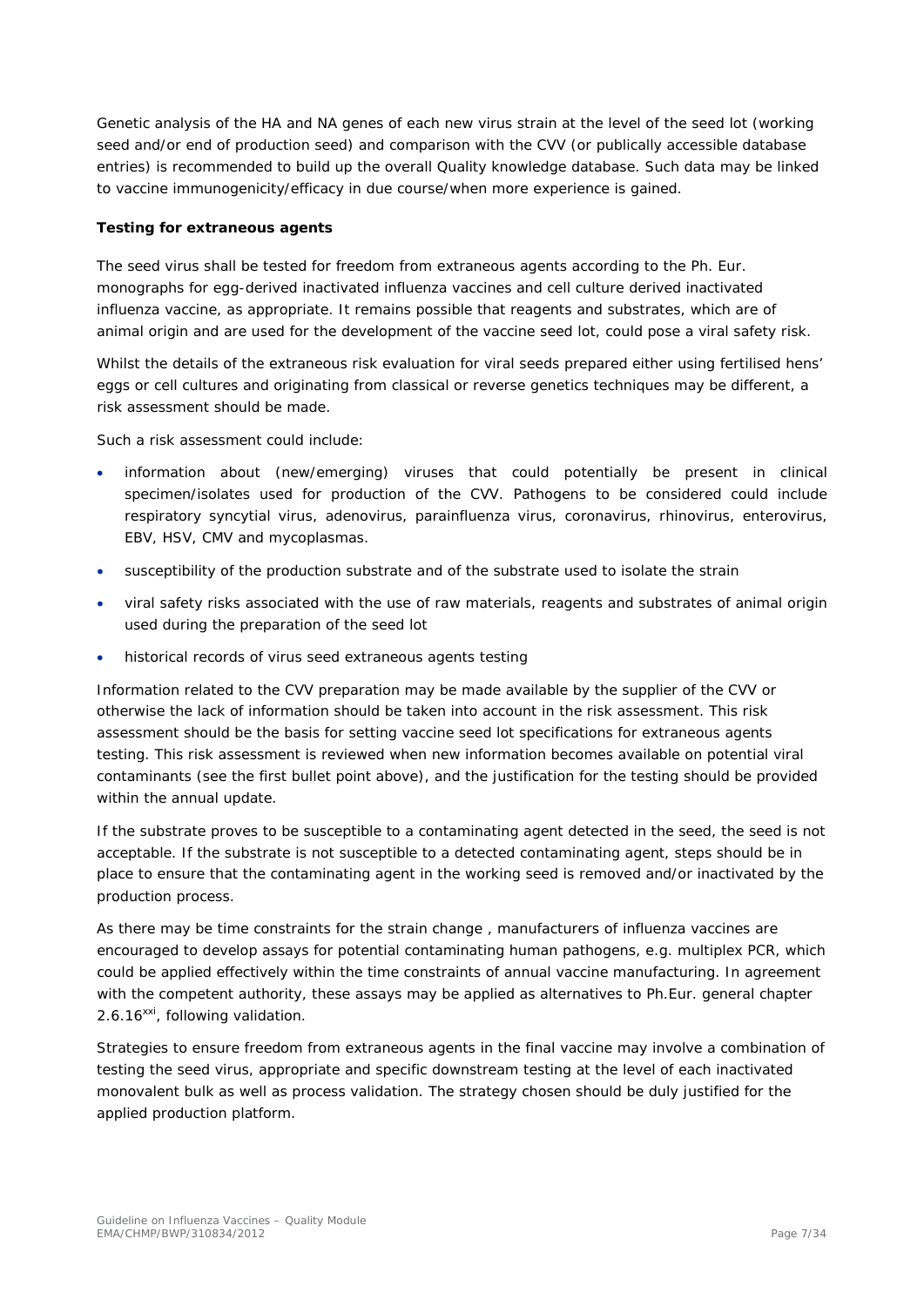Genetic analysis of the HA and NA genes of each new virus strain at the level of the seed lot (working seed and/or end of production seed) and comparison with the CVV (or publically accessible database entries) is recommended to build up the overall Quality knowledge database. Such data may be linked to vaccine immunogenicity/efficacy in due course/when more experience is gained.

**Testing for extraneous agents**

The seed virus shall be tested for freedom from extraneous agents according to the Ph. Eur. monographs for egg-derived inactivated influenza vaccines and cell culture derived inactivated influenza vaccine, as appropriate. It remains possible that reagents and substrates, which are of animal origin and are used for the development of the vaccine seed lot, could pose a viral safety risk.

Whilst the details of the extraneous risk evaluation for viral seeds prepared either using fertilised hens' eggs or cell cultures and originating from classical or reverse genetics techniques may be different, a risk assessment should be made.

Such a risk assessment could include:

- information about (new/emerging) viruses that could potentially be present in clinical specimen/isolates used for production of the CVV. Pathogens to be considered could include respiratory syncytial virus, adenovirus, parainfluenza virus, coronavirus, rhinovirus, enterovirus, EBV, HSV, CMV and mycoplasmas.
- susceptibility of the production substrate and of the substrate used to isolate the strain
- viral safety risks associated with the use of raw materials, reagents and substrates of animal origin used during the preparation of the seed lot
- historical records of virus seed extraneous agents testing

Information related to the CVV preparation may be made available by the supplier of the CVV or otherwise the lack of information should be taken into account in the risk assessment. This risk assessment should be the basis for setting vaccine seed lot specifications for extraneous agents testing. This risk assessment is reviewed when new information becomes available on potential viral contaminants (see the first bullet point above), and the justification for the testing should be provided within the annual update.

If the substrate proves to be susceptible to a contaminating agent detected in the seed, the seed is not acceptable. If the substrate is not susceptible to a detected contaminating agent, steps should be in place to ensure that the contaminating agent in the working seed is removed and/or inactivated by the production process.

As there may be time constraints for the strain change , manufacturers of influenza vaccines are encouraged to develop assays for potential contaminating human pathogens, e.g. multiplex PCR, which could be applied effectively within the time constraints of annual vaccine manufacturing. In agreement with the competent authority, these assays may be applied as alternatives to Ph.Eur. general chapter 2.6.16[xxi], following validation.

Strategies to ensure freedom from extraneous agents in the final vaccine may involve a combination of testing the seed virus, appropriate and specific downstream testing at the level of each inactivated monovalent bulk as well as process validation. The strategy chosen should be duly justified for the applied production platform.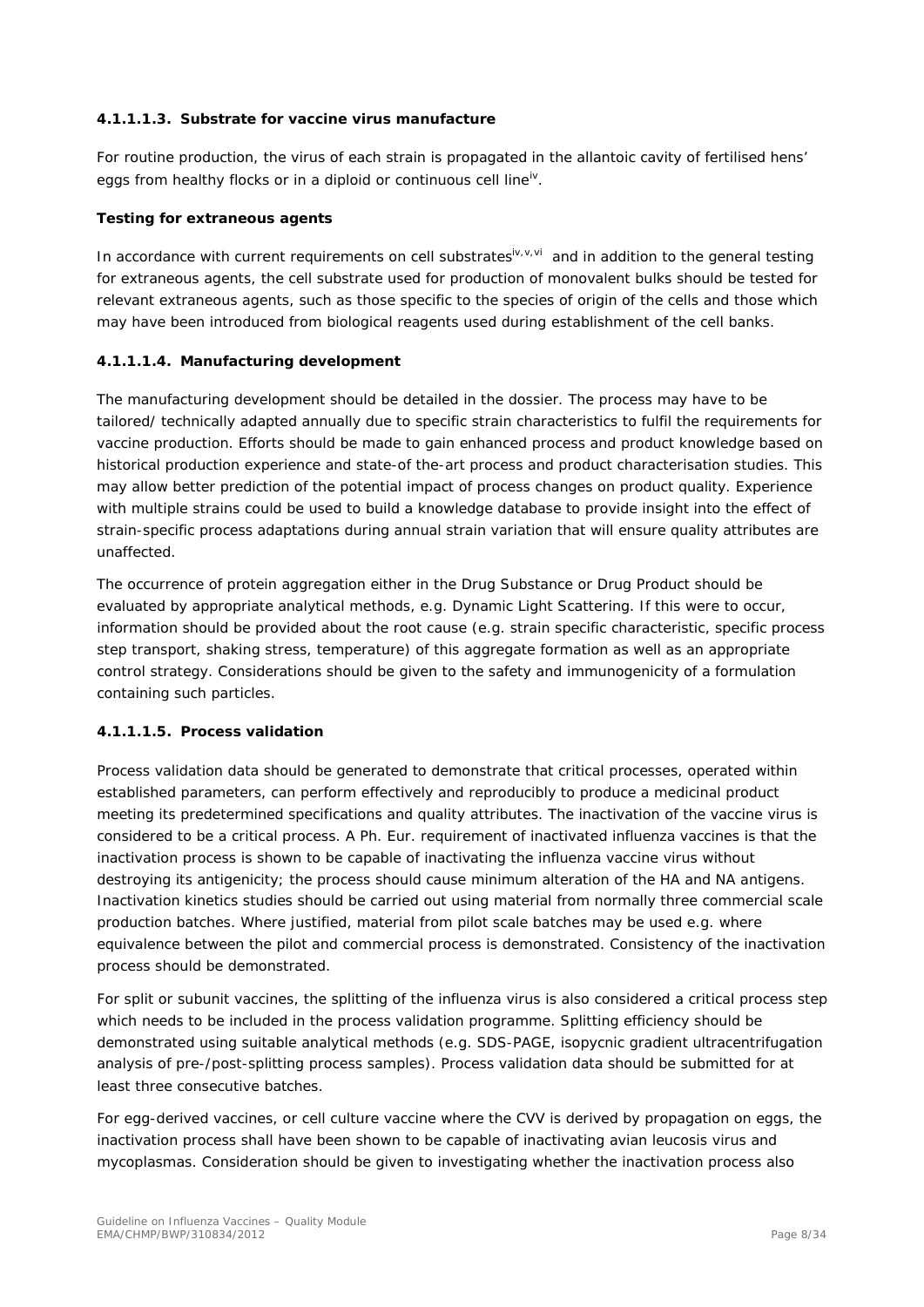#### 4.1.1.1.3. Substrate for vaccine virus manufacture

For routine production, the virus of each strain is propagated in the allantoic cavity of fertilised hens' eggs from healthy flocks or in a diploid or continuous cell line[iv].

**Testing for extraneous agents**

In accordance with current requirements on cell substrates[iv,v,vi] and in addition to the general testing for extraneous agents, the cell substrate used for production of monovalent bulks should be tested for relevant extraneous agents, such as those specific to the species of origin of the cells and those which may have been introduced from biological reagents used during establishment of the cell banks.

#### 4.1.1.1.4. Manufacturing development

The manufacturing development should be detailed in the dossier. The process may have to be tailored/ technically adapted annually due to specific strain characteristics to fulfil the requirements for vaccine production. Efforts should be made to gain enhanced process and product knowledge based on historical production experience and state-of the-art process and product characterisation studies. This may allow better prediction of the potential impact of process changes on product quality. Experience with multiple strains could be used to build a knowledge database to provide insight into the effect of strain-specific process adaptations during annual strain variation that will ensure quality attributes are unaffected.

The occurrence of protein aggregation either in the Drug Substance or Drug Product should be evaluated by appropriate analytical methods, e.g. Dynamic Light Scattering. If this were to occur, information should be provided about the root cause (e.g. strain specific characteristic, specific process step transport, shaking stress, temperature) of this aggregate formation as well as an appropriate control strategy. Considerations should be given to the safety and immunogenicity of a formulation containing such particles.

#### 4.1.1.1.5. Process validation

Process validation data should be generated to demonstrate that critical processes, operated within established parameters, can perform effectively and reproducibly to produce a medicinal product meeting its predetermined specifications and quality attributes. The inactivation of the vaccine virus is considered to be a critical process. A Ph. Eur. requirement of inactivated influenza vaccines is that the inactivation process is shown to be capable of inactivating the influenza vaccine virus without destroying its antigenicity; the process should cause minimum alteration of the HA and NA antigens. Inactivation kinetics studies should be carried out using material from normally three commercial scale production batches. Where justified, material from pilot scale batches may be used e.g. where equivalence between the pilot and commercial process is demonstrated. Consistency of the inactivation process should be demonstrated.

For split or subunit vaccines, the splitting of the influenza virus is also considered a critical process step which needs to be included in the process validation programme. Splitting efficiency should be demonstrated using suitable analytical methods (e.g. SDS-PAGE, isopycnic gradient ultracentrifugation analysis of pre-/post-splitting process samples). Process validation data should be submitted for at least three consecutive batches.

For egg-derived vaccines, or cell culture vaccine where the CVV is derived by propagation on eggs, the inactivation process shall have been shown to be capable of inactivating avian leucosis virus and mycoplasmas. Consideration should be given to investigating whether the inactivation process also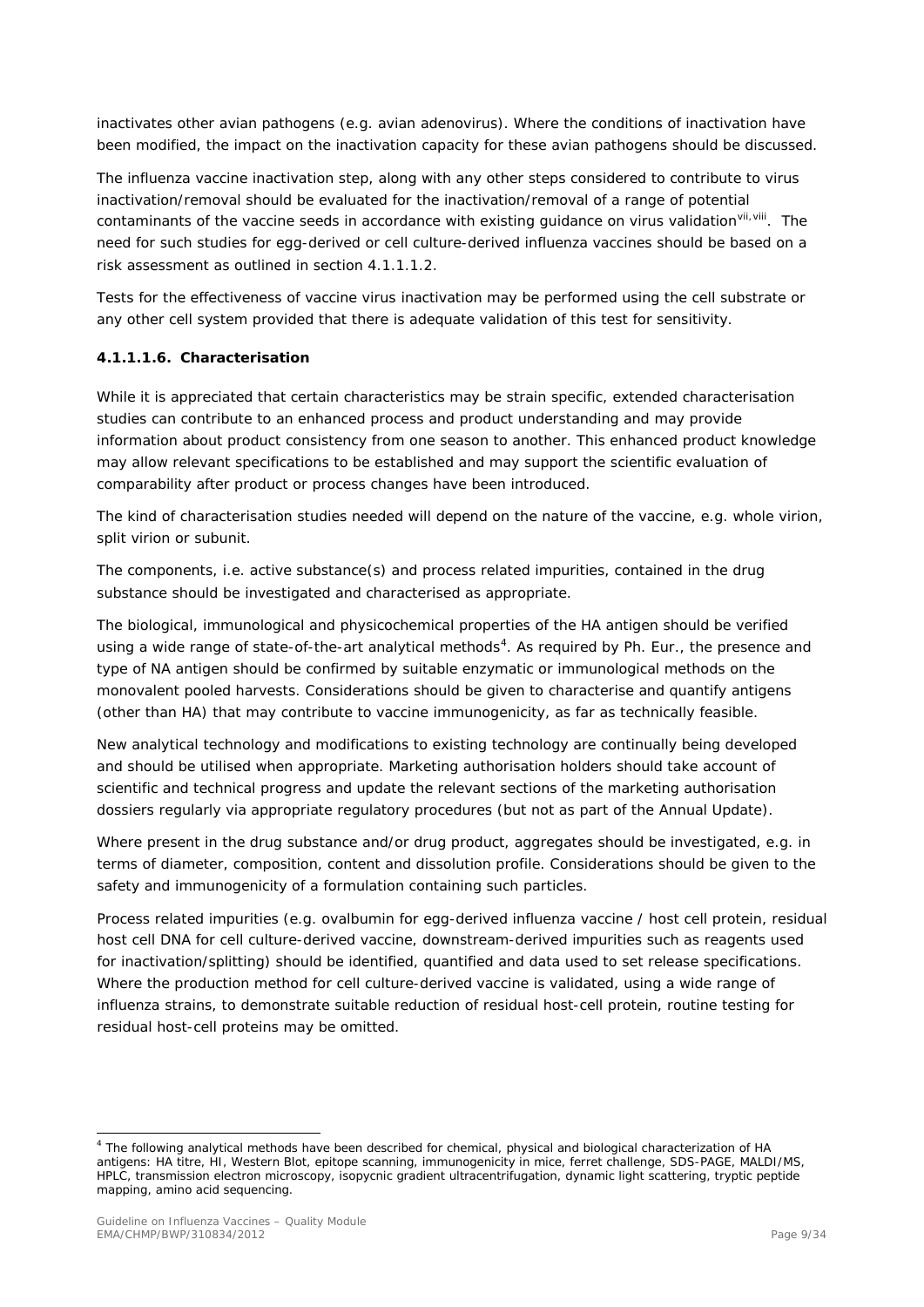inactivates other avian pathogens (e.g. avian adenovirus). Where the conditions of inactivation have been modified, the impact on the inactivation capacity for these avian pathogens should be discussed.

The influenza vaccine inactivation step, along with any other steps considered to contribute to virus inactivation/removal should be evaluated for the inactivation/removal of a range of potential contaminants of the vaccine seeds in accordance with existing guidance on virus validation[vii, viii]. The need for such studies for egg-derived or cell culture-derived influenza vaccines should be based on a risk assessment as outlined in section 4.1.1.1.2.

Tests for the effectiveness of vaccine virus inactivation may be performed using the cell substrate or any other cell system provided that there is adequate validation of this test for sensitivity.

#### 4.1.1.1.6. Characterisation

While it is appreciated that certain characteristics may be strain specific, extended characterisation studies can contribute to an enhanced process and product understanding and may provide information about product consistency from one season to another. This enhanced product knowledge may allow relevant specifications to be established and may support the scientific evaluation of comparability after product or process changes have been introduced.

The kind of characterisation studies needed will depend on the nature of the vaccine, e.g. whole virion, split virion or subunit.

The components, i.e. active substance(s) and process related impurities, contained in the drug substance should be investigated and characterised as appropriate.

The biological, immunological and physicochemical properties of the HA antigen should be verified using a wide range of state-of-the-art analytical methods[4]. As required by Ph. Eur., the presence and type of NA antigen should be confirmed by suitable enzymatic or immunological methods on the monovalent pooled harvests. Considerations should be given to characterise and quantify antigens (other than HA) that may contribute to vaccine immunogenicity, as far as technically feasible.

New analytical technology and modifications to existing technology are continually being developed and should be utilised when appropriate. Marketing authorisation holders should take account of scientific and technical progress and update the relevant sections of the marketing authorisation dossiers regularly via appropriate regulatory procedures (but not as part of the Annual Update).

Where present in the drug substance and/or drug product, aggregates should be investigated, e.g. in terms of diameter, composition, content and dissolution profile. Considerations should be given to the safety and immunogenicity of a formulation containing such particles.

Process related impurities (e.g. ovalbumin for egg-derived influenza vaccine / host cell protein, residual host cell DNA for cell culture-derived vaccine, downstream-derived impurities such as reagents used for inactivation/splitting) should be identified, quantified and data used to set release specifications. Where the production method for cell culture-derived vaccine is validated, using a wide range of influenza strains, to demonstrate suitable reduction of residual host-cell protein, routine testing for residual host-cell proteins may be omitted.

---

[4] The following analytical methods have been described for chemical, physical and biological characterization of HA antigens: HA titre, HI, Western Blot, epitope scanning, immunogenicity in mice, ferret challenge, SDS-PAGE, MALDI/MS, HPLC, transmission electron microscopy, isopycnic gradient ultracentrifugation, dynamic light scattering, tryptic peptide mapping, amino acid sequencing.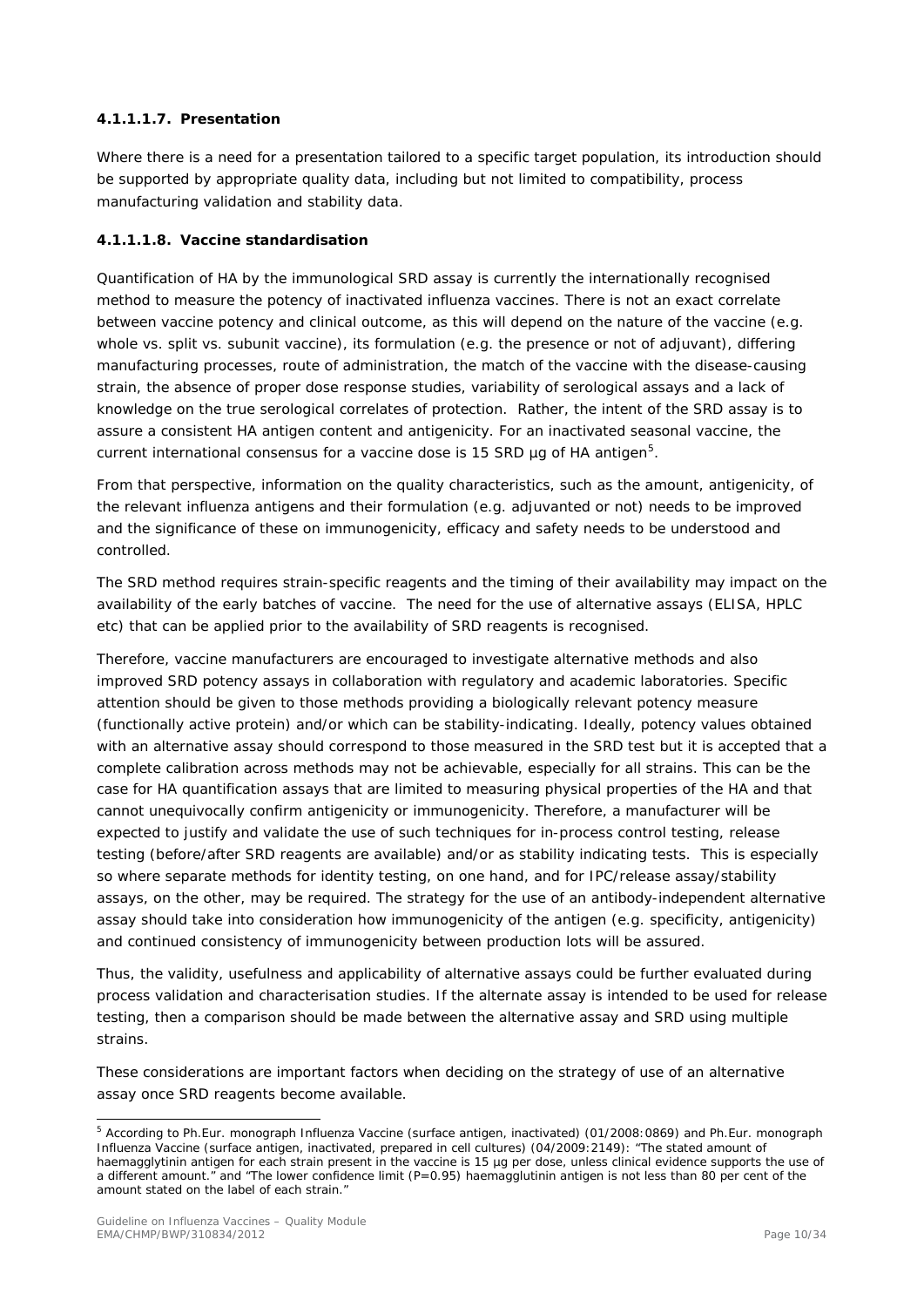#### 4.1.1.1.7. Presentation

Where there is a need for a presentation tailored to a specific target population, its introduction should be supported by appropriate quality data, including but not limited to compatibility, process manufacturing validation and stability data.

#### 4.1.1.1.8. Vaccine standardisation

Quantification of HA by the immunological SRD assay is currently the internationally recognised method to measure the potency of inactivated influenza vaccines. There is not an exact correlate between vaccine potency and clinical outcome, as this will depend on the nature of the vaccine (e.g. whole vs. split vs. subunit vaccine), its formulation (e.g. the presence or not of adjuvant), differing manufacturing processes, route of administration, the match of the vaccine with the disease-causing strain, the absence of proper dose response studies, variability of serological assays and a lack of knowledge on the true serological correlates of protection. Rather, the intent of the SRD assay is to assure a consistent HA antigen content and antigenicity. For an inactivated seasonal vaccine, the current international consensus for a vaccine dose is 15 SRD µg of HA antigen[5].

From that perspective, information on the quality characteristics, such as the amount, antigenicity, of the relevant influenza antigens and their formulation (e.g. adjuvanted or not) needs to be improved and the significance of these on immunogenicity, efficacy and safety needs to be understood and controlled.

The SRD method requires strain-specific reagents and the timing of their availability may impact on the availability of the early batches of vaccine. The need for the use of alternative assays (ELISA, HPLC etc) that can be applied prior to the availability of SRD reagents is recognised.

Therefore, vaccine manufacturers are encouraged to investigate alternative methods and also improved SRD potency assays in collaboration with regulatory and academic laboratories. Specific attention should be given to those methods providing a biologically relevant potency measure (functionally active protein) and/or which can be stability-indicating. Ideally, potency values obtained with an alternative assay should correspond to those measured in the SRD test but it is accepted that a complete calibration across methods may not be achievable, especially for all strains. This can be the case for HA quantification assays that are limited to measuring physical properties of the HA and that cannot unequivocally confirm antigenicity or immunogenicity. Therefore, a manufacturer will be expected to justify and validate the use of such techniques for in-process control testing, release testing (before/after SRD reagents are available) and/or as stability indicating tests. This is especially so where separate methods for identity testing, on one hand, and for IPC/release assay/stability assays, on the other, may be required. The strategy for the use of an antibody-independent alternative assay should take into consideration how immunogenicity of the antigen (e.g. specificity, antigenicity) and continued consistency of immunogenicity between production lots will be assured.

Thus, the validity, usefulness and applicability of alternative assays could be further evaluated during process validation and characterisation studies. If the alternate assay is intended to be used for release testing, then a comparison should be made between the alternative assay and SRD using multiple strains.

These considerations are important factors when deciding on the strategy of use of an alternative assay once SRD reagents become available.

---

[5] According to Ph.Eur. monograph *Influenza Vaccine (surface antigen, inactivated)* (01/2008:0869) and Ph.Eur. monograph *Influenza Vaccine (surface antigen, inactivated, prepared in cell cultures)* (04/2009:2149): "The stated amount of haemagglytinin antigen for each strain present in the vaccine is 15 µg per dose, unless clinical evidence supports the use of a different amount." and "The lower confidence limit (P=0.95) haemagglutinin antigen is not less than 80 per cent of the amount stated on the label of each strain."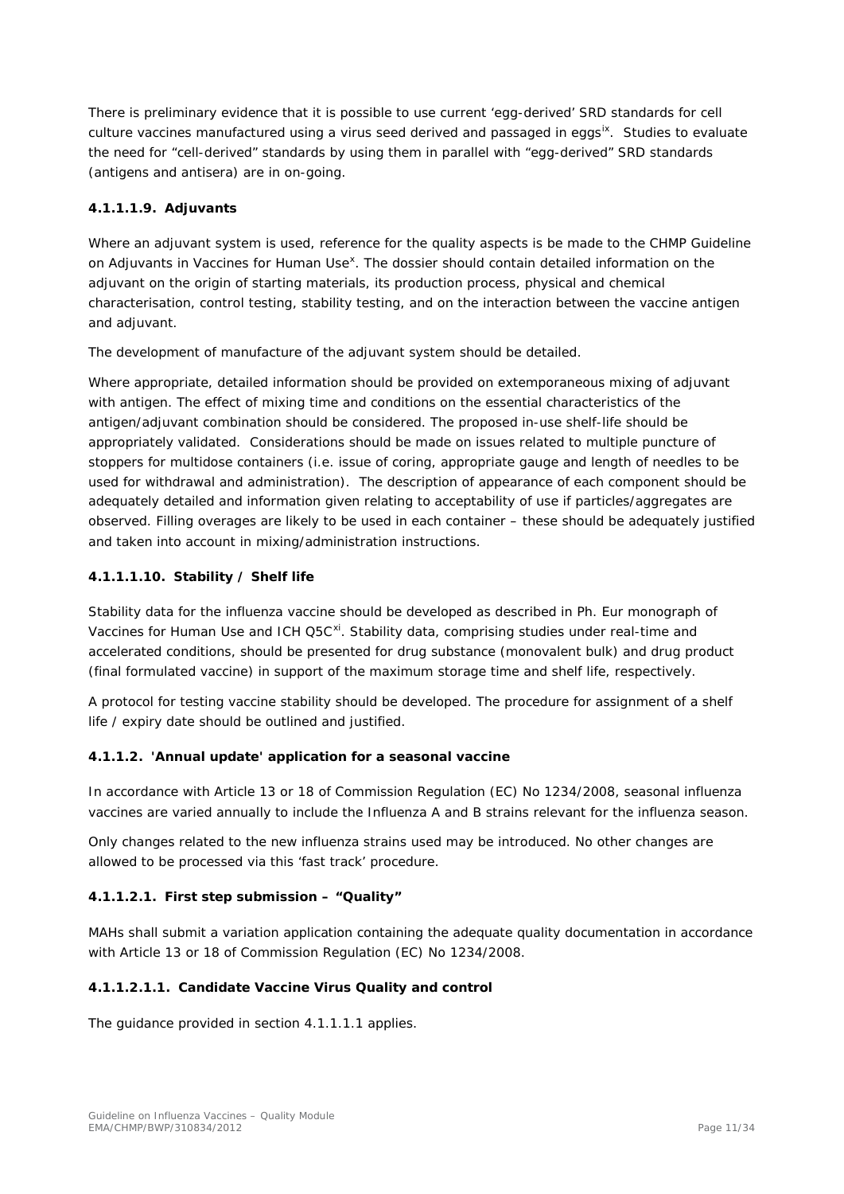There is preliminary evidence that it is possible to use current 'egg-derived' SRD standards for cell culture vaccines manufactured using a virus seed derived and passaged in eggs[ix]. Studies to evaluate the need for "cell-derived" standards by using them in parallel with "egg-derived" SRD standards (antigens and antisera) are in on-going.

#### 4.1.1.1.9. Adjuvants

Where an adjuvant system is used, reference for the quality aspects is be made to the CHMP Guideline on Adjuvants in Vaccines for Human Use[x]. The dossier should contain detailed information on the adjuvant on the origin of starting materials, its production process, physical and chemical characterisation, control testing, stability testing, and on the interaction between the vaccine antigen and adjuvant.

The development of manufacture of the adjuvant system should be detailed.

Where appropriate, detailed information should be provided on extemporaneous mixing of adjuvant with antigen. The effect of mixing time and conditions on the essential characteristics of the antigen/adjuvant combination should be considered. The proposed in-use shelf-life should be appropriately validated. Considerations should be made on issues related to multiple puncture of stoppers for multidose containers (i.e. issue of coring, appropriate gauge and length of needles to be used for withdrawal and administration). The description of appearance of each component should be adequately detailed and information given relating to acceptability of use if particles/aggregates are observed. Filling overages are likely to be used in each container – these should be adequately justified and taken into account in mixing/administration instructions.

#### 4.1.1.1.10. Stability / Shelf life

Stability data for the influenza vaccine should be developed as described in Ph. Eur monograph of Vaccines for Human Use and ICH Q5C[xi]. Stability data, comprising studies under real-time and accelerated conditions, should be presented for drug substance (monovalent bulk) and drug product (final formulated vaccine) in support of the maximum storage time and shelf life, respectively.

A protocol for testing vaccine stability should be developed. The procedure for assignment of a shelf life / expiry date should be outlined and justified.

#### 4.1.1.2. 'Annual update' application for a seasonal vaccine

In accordance with Article 13 or 18 of Commission Regulation (EC) No 1234/2008, seasonal influenza vaccines are varied annually to include the Influenza A and B strains relevant for the influenza season.

Only changes related to the new influenza strains used may be introduced. No other changes are allowed to be processed via this 'fast track' procedure.

#### 4.1.1.2.1. First step submission – "Quality"

MAHs shall submit a variation application containing the adequate quality documentation in accordance with Article 13 or 18 of Commission Regulation (EC) No 1234/2008.

#### 4.1.1.2.1.1. Candidate Vaccine Virus Quality and control

The guidance provided in section 4.1.1.1.1 applies.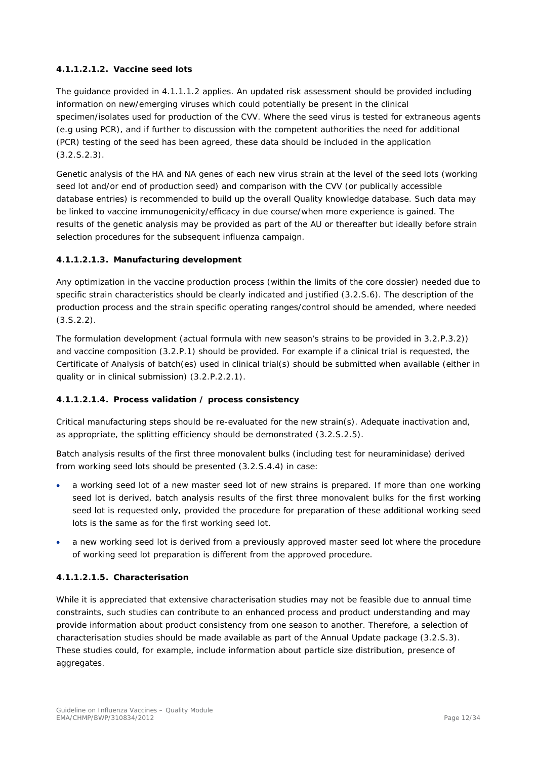#### 4.1.1.2.1.2. Vaccine seed lots

The guidance provided in 4.1.1.1.2 applies. An updated risk assessment should be provided including information on new/emerging viruses which could potentially be present in the clinical specimen/isolates used for production of the CVV. Where the seed virus is tested for extraneous agents (e.g using PCR), and if further to discussion with the competent authorities the need for additional (PCR) testing of the seed has been agreed, these data should be included in the application (3.2.S.2.3).

Genetic analysis of the HA and NA genes of each new virus strain at the level of the seed lots (working seed lot and/or end of production seed) and comparison with the CVV (or publically accessible database entries) is recommended to build up the overall Quality knowledge database. Such data may be linked to vaccine immunogenicity/efficacy in due course/when more experience is gained. The results of the genetic analysis may be provided as part of the AU or thereafter but ideally before strain selection procedures for the subsequent influenza campaign.

#### 4.1.1.2.1.3. Manufacturing development

Any optimization in the vaccine production process (within the limits of the core dossier) needed due to specific strain characteristics should be clearly indicated and justified (3.2.S.6). The description of the production process and the strain specific operating ranges/control should be amended, where needed (3.S.2.2).

The formulation development (actual formula with new season's strains to be provided in 3.2.P.3.2)) and vaccine composition (3.2.P.1) should be provided. For example if a clinical trial is requested, the Certificate of Analysis of batch(es) used in clinical trial(s) should be submitted when available (either in quality or in clinical submission) (3.2.P.2.2.1).

#### 4.1.1.2.1.4. Process validation / process consistency

Critical manufacturing steps should be re-evaluated for the new strain(s). Adequate inactivation and, as appropriate, the splitting efficiency should be demonstrated (3.2.S.2.5).

Batch analysis results of the first three monovalent bulks (including test for neuraminidase) derived from working seed lots should be presented (3.2.S.4.4) in case:

- a working seed lot of a new master seed lot of new strains is prepared. If more than one working seed lot is derived, batch analysis results of the first three monovalent bulks for the first working seed lot is requested only, provided the procedure for preparation of these additional working seed lots is the same as for the first working seed lot.
- a new working seed lot is derived from a previously approved master seed lot where the procedure of working seed lot preparation is different from the approved procedure.

#### 4.1.1.2.1.5. Characterisation

While it is appreciated that extensive characterisation studies may not be feasible due to annual time constraints, such studies can contribute to an enhanced process and product understanding and may provide information about product consistency from one season to another. Therefore, a selection of characterisation studies should be made available as part of the Annual Update package (3.2.S.3). These studies could, for example, include information about particle size distribution, presence of aggregates.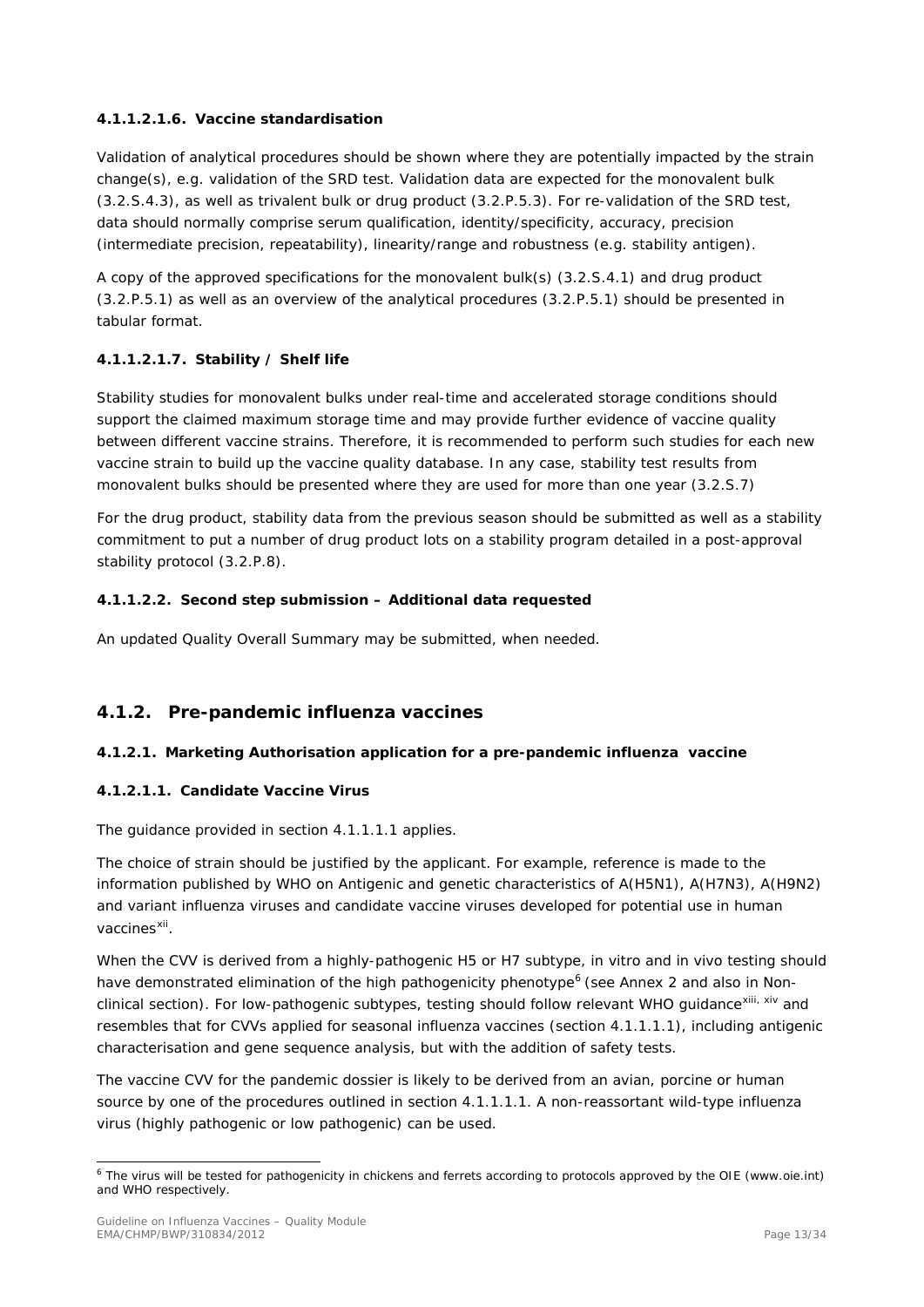#### 4.1.1.2.1.6. Vaccine standardisation

Validation of analytical procedures should be shown where they are potentially impacted by the strain change(s), e.g. validation of the SRD test. Validation data are expected for the monovalent bulk (3.2.S.4.3), as well as trivalent bulk or drug product (3.2.P.5.3). For re-validation of the SRD test, data should normally comprise serum qualification, identity/specificity, accuracy, precision (intermediate precision, repeatability), linearity/range and robustness (e.g. stability antigen).

A copy of the approved specifications for the monovalent bulk(s) (3.2.S.4.1) and drug product (3.2.P.5.1) as well as an overview of the analytical procedures (3.2.P.5.1) should be presented in tabular format.

#### 4.1.1.2.1.7. Stability / Shelf life

Stability studies for monovalent bulks under real-time and accelerated storage conditions should support the claimed maximum storage time and may provide further evidence of vaccine quality between different vaccine strains. Therefore, it is recommended to perform such studies for each new vaccine strain to build up the vaccine quality database. In any case, stability test results from monovalent bulks should be presented where they are used for more than one year (3.2.S.7)

For the drug product, stability data from the previous season should be submitted as well as a stability commitment to put a number of drug product lots on a stability program detailed in a post-approval stability protocol (3.2.P.8).

#### 4.1.1.2.2. Second step submission – Additional data requested

An updated Quality Overall Summary may be submitted, when needed.

## 4.1.2. Pre-pandemic influenza vaccines

#### 4.1.2.1. Marketing Authorisation application for a pre-pandemic influenza vaccine

#### 4.1.2.1.1. Candidate Vaccine Virus

The guidance provided in section 4.1.1.1.1 applies.

The choice of strain should be justified by the applicant. For example, reference is made to the information published by WHO on Antigenic and genetic characteristics of A(H5N1), A(H7N3), A(H9N2) and variant influenza viruses and candidate vaccine viruses developed for potential use in human vaccines[xii].

When the CVV is derived from a highly-pathogenic H5 or H7 subtype, in vitro and in vivo testing should have demonstrated elimination of the high pathogenicity phenotype[6] (see Annex 2 and also in Non-clinical section). For low-pathogenic subtypes, testing should follow relevant WHO guidance[xiii, xiv] and resembles that for CVVs applied for seasonal influenza vaccines (section 4.1.1.1.1), including antigenic characterisation and gene sequence analysis, but with the addition of safety tests.

The vaccine CVV for the pandemic dossier is likely to be derived from an avian, porcine or human source by one of the procedures outlined in section 4.1.1.1.1. A non-reassortant wild-type influenza virus (highly pathogenic or low pathogenic) can be used.

[6] The virus will be tested for pathogenicity in chickens and ferrets according to protocols approved by the OIE (www.oie.int) and WHO respectively.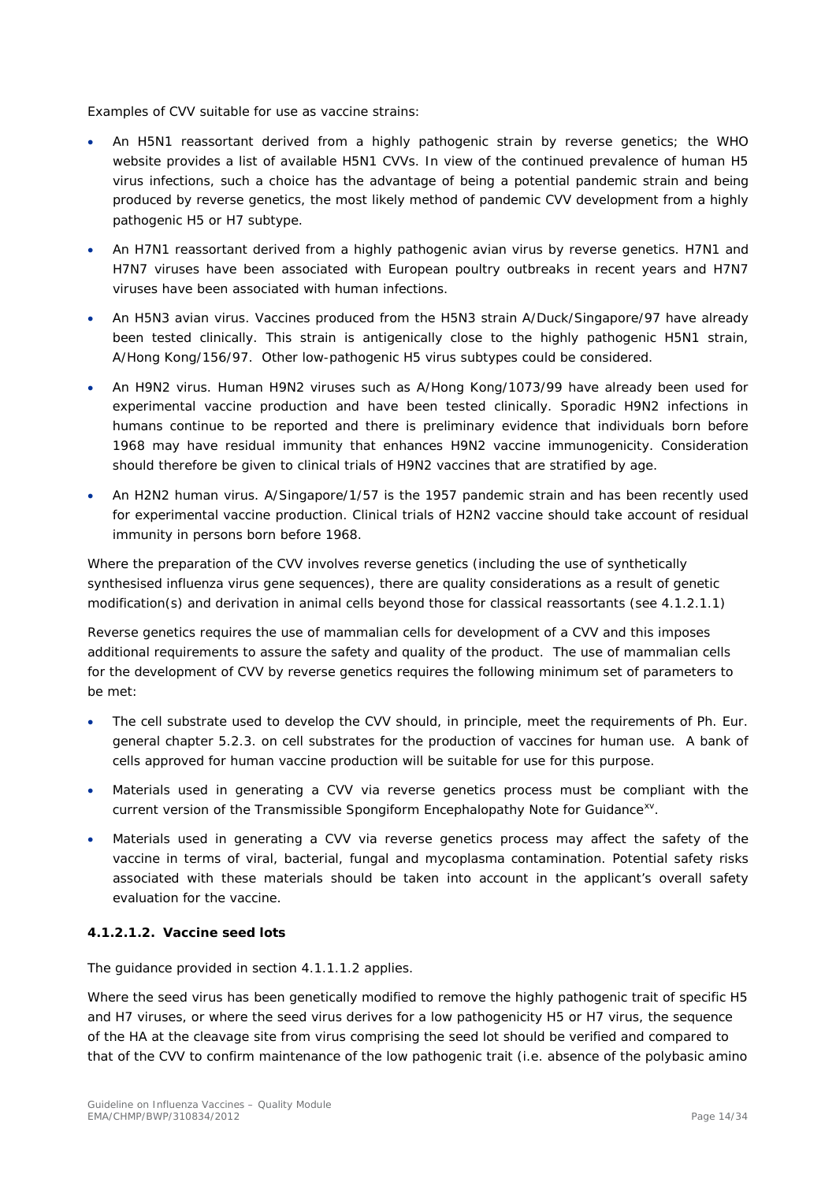Examples of CVV suitable for use as vaccine strains:

- An H5N1 reassortant derived from a highly pathogenic strain by reverse genetics; the WHO website provides a list of available H5N1 CVVs. In view of the continued prevalence of human H5 virus infections, such a choice has the advantage of being a potential pandemic strain and being produced by reverse genetics, the most likely method of pandemic CVV development from a highly pathogenic H5 or H7 subtype.
- An H7N1 reassortant derived from a highly pathogenic avian virus by reverse genetics. H7N1 and H7N7 viruses have been associated with European poultry outbreaks in recent years and H7N7 viruses have been associated with human infections.
- An H5N3 avian virus. Vaccines produced from the H5N3 strain A/Duck/Singapore/97 have already been tested clinically. This strain is antigenically close to the highly pathogenic H5N1 strain, A/Hong Kong/156/97. Other low-pathogenic H5 virus subtypes could be considered.
- An H9N2 virus. Human H9N2 viruses such as A/Hong Kong/1073/99 have already been used for experimental vaccine production and have been tested clinically. Sporadic H9N2 infections in humans continue to be reported and there is preliminary evidence that individuals born before 1968 may have residual immunity that enhances H9N2 vaccine immunogenicity. Consideration should therefore be given to clinical trials of H9N2 vaccines that are stratified by age.
- An H2N2 human virus. A/Singapore/1/57 is the 1957 pandemic strain and has been recently used for experimental vaccine production. Clinical trials of H2N2 vaccine should take account of residual immunity in persons born before 1968.

Where the preparation of the CVV involves reverse genetics (including the use of synthetically synthesised influenza virus gene sequences), there are quality considerations as a result of genetic modification(s) and derivation in animal cells beyond those for classical reassortants (see 4.1.2.1.1)

Reverse genetics requires the use of mammalian cells for development of a CVV and this imposes additional requirements to assure the safety and quality of the product. The use of mammalian cells for the development of CVV by reverse genetics requires the following minimum set of parameters to be met:

- The cell substrate used to develop the CVV should, in principle, meet the requirements of Ph. Eur. general chapter 5.2.3. on cell substrates for the production of vaccines for human use. A bank of cells approved for human vaccine production will be suitable for use for this purpose.
- Materials used in generating a CVV via reverse genetics process must be compliant with the current version of the Transmissible Spongiform Encephalopathy Note for Guidance[xv].
- Materials used in generating a CVV via reverse genetics process may affect the safety of the vaccine in terms of viral, bacterial, fungal and mycoplasma contamination. Potential safety risks associated with these materials should be taken into account in the applicant's overall safety evaluation for the vaccine.

#### 4.1.2.1.2. Vaccine seed lots

The guidance provided in section 4.1.1.1.2 applies.

Where the seed virus has been genetically modified to remove the highly pathogenic trait of specific H5 and H7 viruses, or where the seed virus derives for a low pathogenicity H5 or H7 virus, the sequence of the HA at the cleavage site from virus comprising the seed lot should be verified and compared to that of the CVV to confirm maintenance of the low pathogenic trait (i.e. absence of the polybasic amino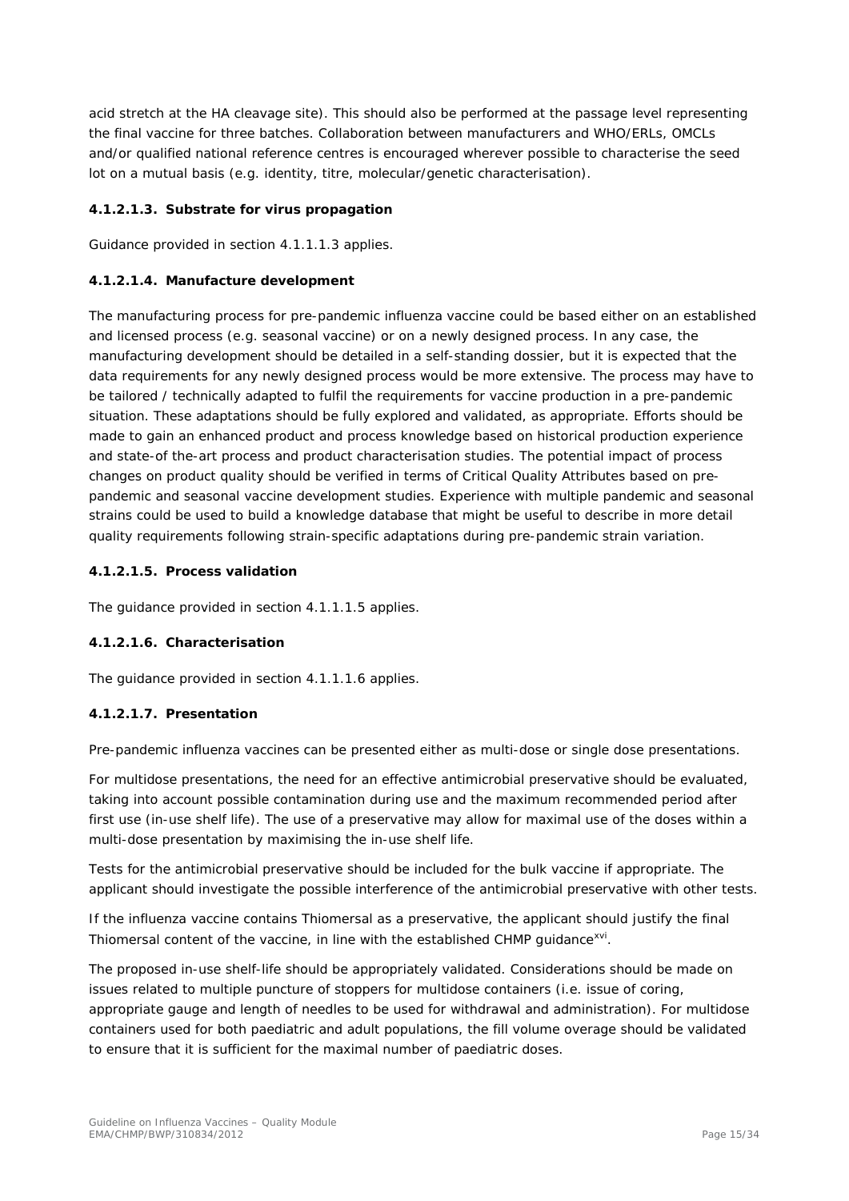acid stretch at the HA cleavage site). This should also be performed at the passage level representing the final vaccine for three batches. Collaboration between manufacturers and WHO/ERLs, OMCLs and/or qualified national reference centres is encouraged wherever possible to characterise the seed lot on a mutual basis (e.g. identity, titre, molecular/genetic characterisation).

#### 4.1.2.1.3. Substrate for virus propagation

Guidance provided in section 4.1.1.1.3 applies.

#### 4.1.2.1.4. Manufacture development

The manufacturing process for pre-pandemic influenza vaccine could be based either on an established and licensed process (e.g. seasonal vaccine) or on a newly designed process. In any case, the manufacturing development should be detailed in a self-standing dossier, but it is expected that the data requirements for any newly designed process would be more extensive. The process may have to be tailored / technically adapted to fulfil the requirements for vaccine production in a pre-pandemic situation. These adaptations should be fully explored and validated, as appropriate. Efforts should be made to gain an enhanced product and process knowledge based on historical production experience and state-of the-art process and product characterisation studies. The potential impact of process changes on product quality should be verified in terms of Critical Quality Attributes based on pre-pandemic and seasonal vaccine development studies. Experience with multiple pandemic and seasonal strains could be used to build a knowledge database that might be useful to describe in more detail quality requirements following strain-specific adaptations during pre-pandemic strain variation.

#### 4.1.2.1.5. Process validation

The guidance provided in section 4.1.1.1.5 applies.

#### 4.1.2.1.6. Characterisation

The guidance provided in section 4.1.1.1.6 applies.

#### 4.1.2.1.7. Presentation

Pre-pandemic influenza vaccines can be presented either as multi-dose or single dose presentations.

For multidose presentations, the need for an effective antimicrobial preservative should be evaluated, taking into account possible contamination during use and the maximum recommended period after first use (in-use shelf life). The use of a preservative may allow for maximal use of the doses within a multi-dose presentation by maximising the in-use shelf life.

Tests for the antimicrobial preservative should be included for the bulk vaccine if appropriate. The applicant should investigate the possible interference of the antimicrobial preservative with other tests.

If the influenza vaccine contains Thiomersal as a preservative, the applicant should justify the final Thiomersal content of the vaccine, in line with the established CHMP guidance[xvi].

The proposed in-use shelf-life should be appropriately validated. Considerations should be made on issues related to multiple puncture of stoppers for multidose containers (i.e. issue of coring, appropriate gauge and length of needles to be used for withdrawal and administration). For multidose containers used for both paediatric and adult populations, the fill volume overage should be validated to ensure that it is sufficient for the maximal number of paediatric doses.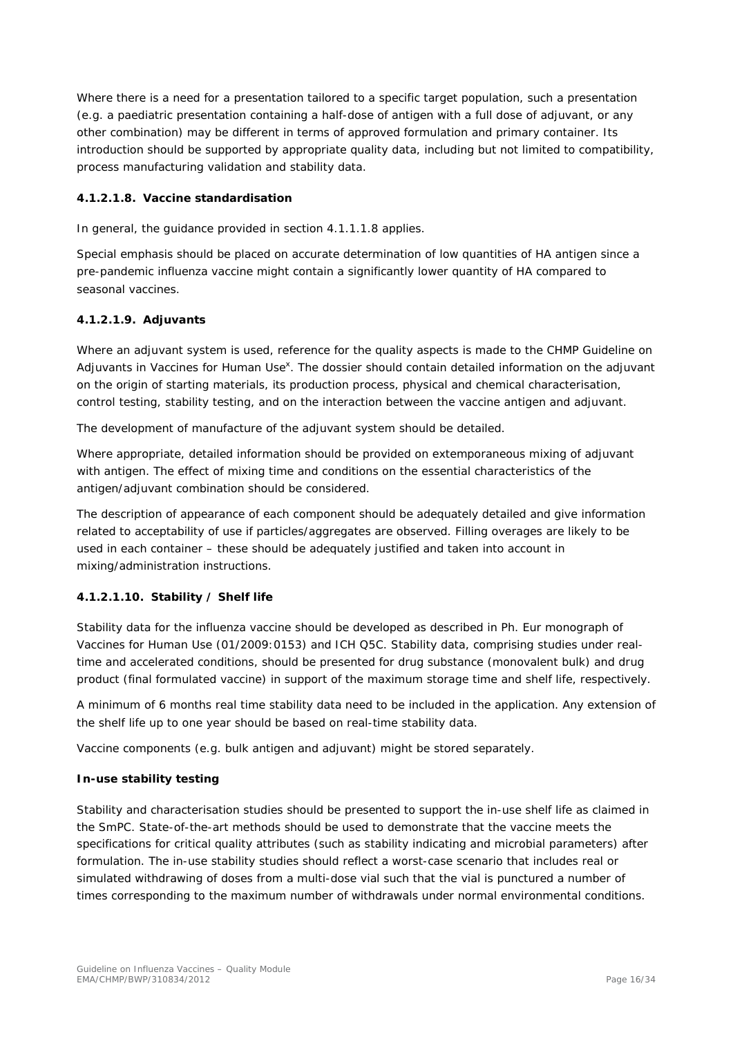Where there is a need for a presentation tailored to a specific target population, such a presentation (e.g. a paediatric presentation containing a half-dose of antigen with a full dose of adjuvant, or any other combination) may be different in terms of approved formulation and primary container. Its introduction should be supported by appropriate quality data, including but not limited to compatibility, process manufacturing validation and stability data.

#### 4.1.2.1.8. Vaccine standardisation

In general, the guidance provided in section 4.1.1.1.8 applies.

Special emphasis should be placed on accurate determination of low quantities of HA antigen since a pre-pandemic influenza vaccine might contain a significantly lower quantity of HA compared to seasonal vaccines.

#### 4.1.2.1.9. Adjuvants

Where an adjuvant system is used, reference for the quality aspects is made to the CHMP Guideline on Adjuvants in Vaccines for Human Use[x]. The dossier should contain detailed information on the adjuvant on the origin of starting materials, its production process, physical and chemical characterisation, control testing, stability testing, and on the interaction between the vaccine antigen and adjuvant.

The development of manufacture of the adjuvant system should be detailed.

Where appropriate, detailed information should be provided on extemporaneous mixing of adjuvant with antigen. The effect of mixing time and conditions on the essential characteristics of the antigen/adjuvant combination should be considered.

The description of appearance of each component should be adequately detailed and give information related to acceptability of use if particles/aggregates are observed. Filling overages are likely to be used in each container – these should be adequately justified and taken into account in mixing/administration instructions.

#### 4.1.2.1.10. Stability / Shelf life

Stability data for the influenza vaccine should be developed as described in Ph. Eur monograph of Vaccines for Human Use (01/2009:0153) and ICH Q5C. Stability data, comprising studies under real-time and accelerated conditions, should be presented for drug substance (monovalent bulk) and drug product (final formulated vaccine) in support of the maximum storage time and shelf life, respectively.

A minimum of 6 months real time stability data need to be included in the application. Any extension of the shelf life up to one year should be based on real-time stability data.

Vaccine components (e.g. bulk antigen and adjuvant) might be stored separately.

**In-use stability testing**

Stability and characterisation studies should be presented to support the in-use shelf life as claimed in the SmPC. State-of-the-art methods should be used to demonstrate that the vaccine meets the specifications for critical quality attributes (such as stability indicating and microbial parameters) after formulation. The in-use stability studies should reflect a worst-case scenario that includes real or simulated withdrawing of doses from a multi-dose vial such that the vial is punctured a number of times corresponding to the maximum number of withdrawals under normal environmental conditions.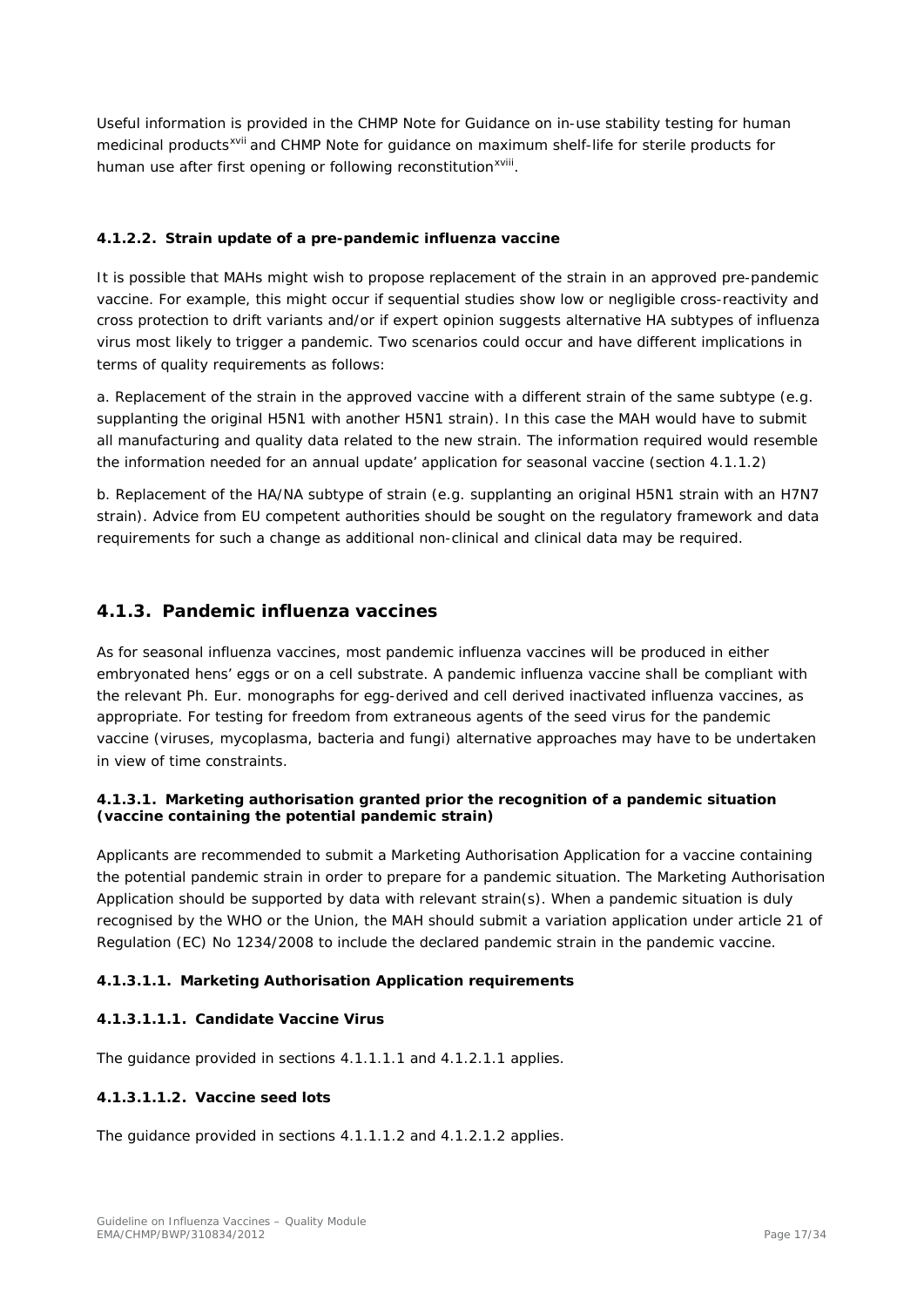Useful information is provided in the CHMP Note for Guidance on in-use stability testing for human medicinal products[xvii] and CHMP Note for guidance on maximum shelf-life for sterile products for human use after first opening or following reconstitution[xviii].

#### 4.1.2.2. Strain update of a pre-pandemic influenza vaccine

It is possible that MAHs might wish to propose replacement of the strain in an approved pre-pandemic vaccine. For example, this might occur if sequential studies show low or negligible cross-reactivity and cross protection to drift variants and/or if expert opinion suggests alternative HA subtypes of influenza virus most likely to trigger a pandemic. Two scenarios could occur and have different implications in terms of quality requirements as follows:

a. Replacement of the strain in the approved vaccine with a different strain of the same subtype (e.g. supplanting the original H5N1 with another H5N1 strain). In this case the MAH would have to submit all manufacturing and quality data related to the new strain. The information required would resemble the information needed for an annual update' application for seasonal vaccine (section 4.1.1.2)

b. Replacement of the HA/NA subtype of strain (e.g. supplanting an original H5N1 strain with an H7N7 strain). Advice from EU competent authorities should be sought on the regulatory framework and data requirements for such a change as additional non-clinical and clinical data may be required.

## 4.1.3. Pandemic influenza vaccines

As for seasonal influenza vaccines, most pandemic influenza vaccines will be produced in either embryonated hens' eggs or on a cell substrate. A pandemic influenza vaccine shall be compliant with the relevant Ph. Eur. monographs for egg-derived and cell derived inactivated influenza vaccines, as appropriate. For testing for freedom from extraneous agents of the seed virus for the pandemic vaccine (viruses, mycoplasma, bacteria and fungi) alternative approaches may have to be undertaken in view of time constraints.

#### 4.1.3.1. Marketing authorisation granted prior the recognition of a pandemic situation (vaccine containing the potential pandemic strain)

Applicants are recommended to submit a Marketing Authorisation Application for a vaccine containing the potential pandemic strain in order to prepare for a pandemic situation. The Marketing Authorisation Application should be supported by data with relevant strain(s). When a pandemic situation is duly recognised by the WHO or the Union, the MAH should submit a variation application under article 21 of Regulation (EC) No 1234/2008 to include the declared pandemic strain in the pandemic vaccine.

#### 4.1.3.1.1. Marketing Authorisation Application requirements

#### 4.1.3.1.1.1. Candidate Vaccine Virus

The guidance provided in sections 4.1.1.1.1 and 4.1.2.1.1 applies.

#### 4.1.3.1.1.2. Vaccine seed lots

The guidance provided in sections 4.1.1.1.2 and 4.1.2.1.2 applies.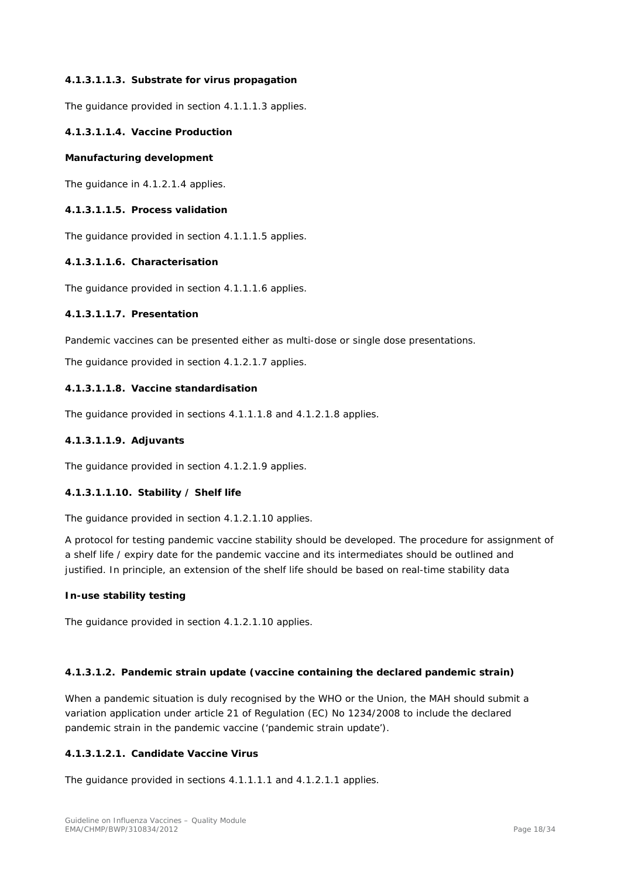#### 4.1.3.1.1.3. Substrate for virus propagation

*The guidance provided in section 4.1.1.1.3 applies.*

#### 4.1.3.1.1.4. Vaccine Production

**Manufacturing development**

*The guidance in 4.1.2.1.4 applies.*

#### 4.1.3.1.1.5. Process validation

*The guidance provided in section 4.1.1.1.5 applies.*

#### 4.1.3.1.1.6. Characterisation

*The guidance provided in section 4.1.1.1.6 applies.*

#### 4.1.3.1.1.7. Presentation

Pandemic vaccines can be presented either as multi-dose or single dose presentations.

*The guidance provided in section 4.1.2.1.7 applies.*

#### 4.1.3.1.1.8. Vaccine standardisation

*The guidance provided in sections 4.1.1.1.8 and 4.1.2.1.8 applies.*

#### 4.1.3.1.1.9. Adjuvants

*The guidance provided in section 4.1.2.1.9 applies.*

#### 4.1.3.1.1.10. Stability / Shelf life

*The guidance provided in section 4.1.2.1.10 applies.*

A protocol for testing pandemic vaccine stability should be developed. The procedure for assignment of a shelf life / expiry date for the pandemic vaccine and its intermediates should be outlined and justified. In principle, an extension of the shelf life should be based on real-time stability data

**In-use stability testing**

*The guidance provided in section 4.1.2.1.10 applies.*

#### 4.1.3.1.2. Pandemic strain update (vaccine containing the declared pandemic strain)

When a pandemic situation is duly recognised by the WHO or the Union, the MAH should submit a variation application under article 21 of Regulation (EC) No 1234/2008 to include the declared pandemic strain in the pandemic vaccine ('pandemic strain update').

#### 4.1.3.1.2.1. Candidate Vaccine Virus

*The guidance provided in sections 4.1.1.1.1 and 4.1.2.1.1 applies.*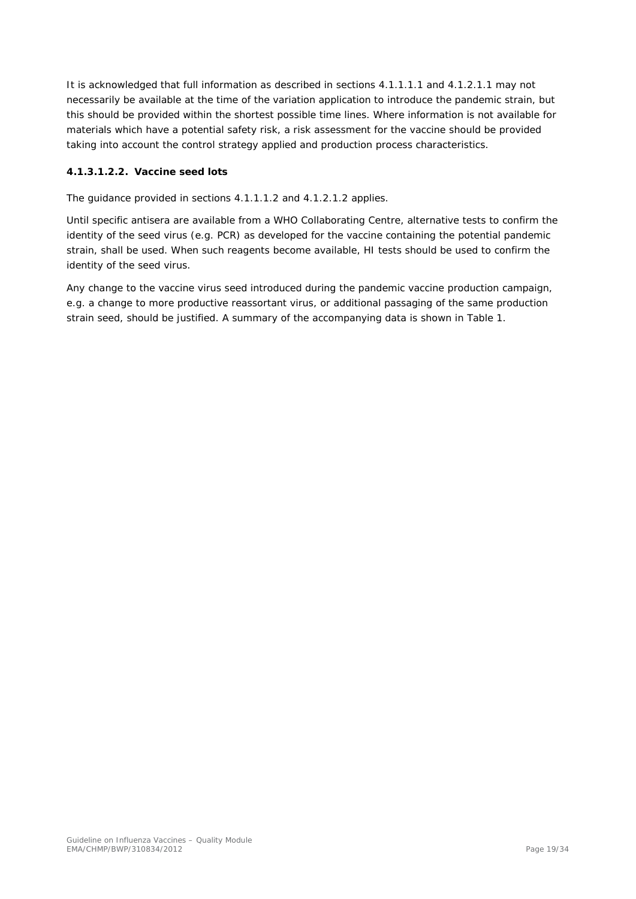It is acknowledged that full information as described in sections 4.1.1.1.1 and 4.1.2.1.1 may not necessarily be available at the time of the variation application to introduce the pandemic strain, but this should be provided within the shortest possible time lines. Where information is not available for materials which have a potential safety risk, a risk assessment for the vaccine should be provided taking into account the control strategy applied and production process characteristics.

#### 4.1.3.1.2.2. Vaccine seed lots

The guidance provided in sections 4.1.1.1.2 and 4.1.2.1.2 applies.

Until specific antisera are available from a WHO Collaborating Centre, alternative tests to confirm the identity of the seed virus (e.g. PCR) as developed for the vaccine containing the potential pandemic strain, shall be used. When such reagents become available, HI tests should be used to confirm the identity of the seed virus.

Any change to the vaccine virus seed introduced during the pandemic vaccine production campaign, e.g. a change to more productive reassortant virus, or additional passaging of the same production strain seed, should be justified. A summary of the accompanying data is shown in Table 1.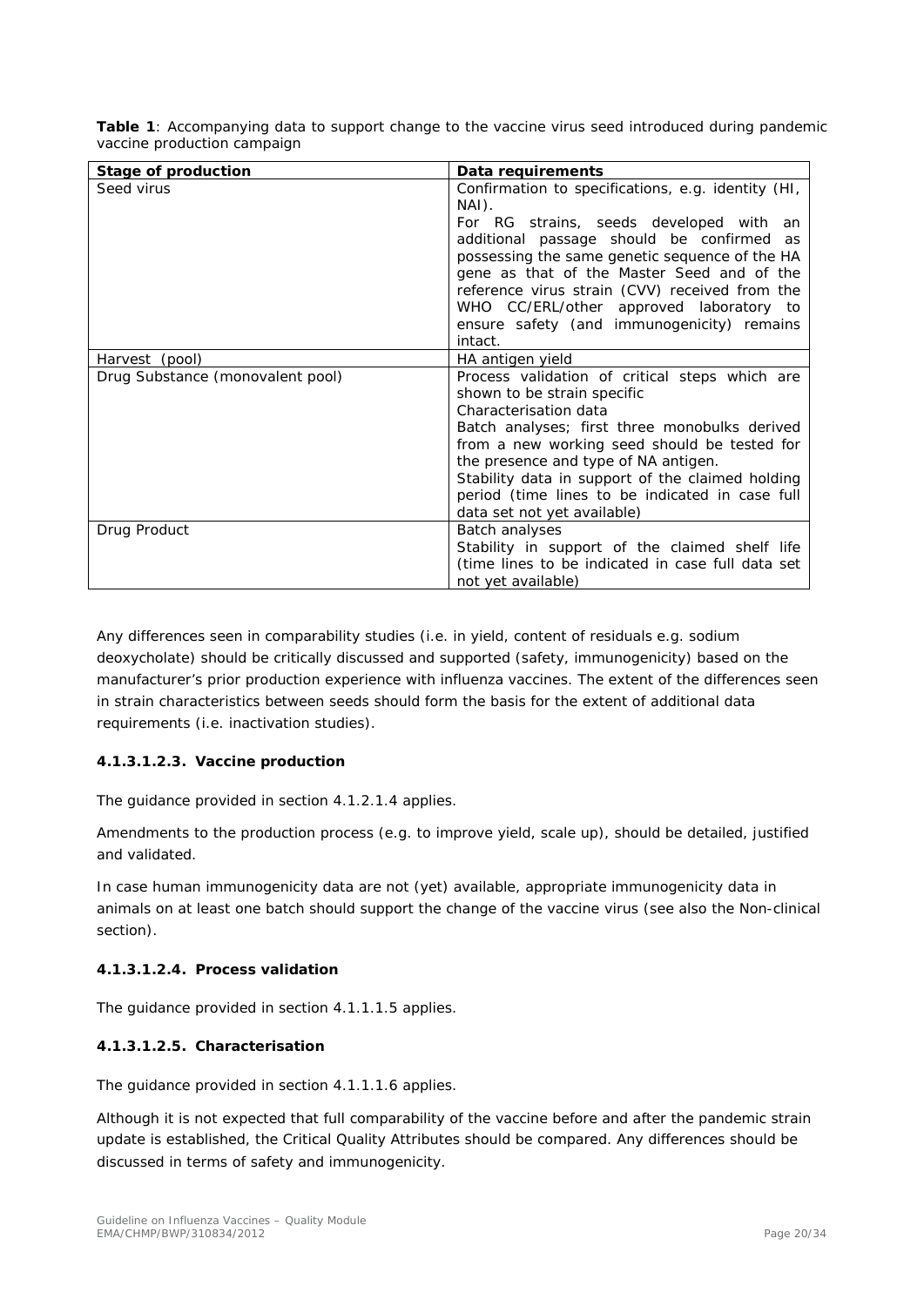**Table 1**: Accompanying data to support change to the vaccine virus seed introduced during pandemic vaccine production campaign

| **Stage of production** | **Data requirements** |
|---|---|
| Seed virus | Confirmation to specifications, e.g. identity (HI, NAI).<br>For RG strains, seeds developed with an additional passage should be confirmed as possessing the same genetic sequence of the HA gene as that of the Master Seed and of the reference virus strain (CVV) received from the WHO CC/ERL/other approved laboratory to ensure safety (and immunogenicity) remains intact. |
| Harvest (pool) | HA antigen yield |
| Drug Substance (monovalent pool) | Process validation of critical steps which are shown to be strain specific<br>Characterisation data<br>Batch analyses; first three monobulks derived from a new working seed should be tested for the presence and type of NA antigen.<br>Stability data in support of the claimed holding period (time lines to be indicated in case full data set not yet available) |
| Drug Product | Batch analyses<br>Stability in support of the claimed shelf life (time lines to be indicated in case full data set not yet available) |

Any differences seen in comparability studies (i.e. in yield, content of residuals e.g. sodium deoxycholate) should be critically discussed and supported (safety, immunogenicity) based on the manufacturer's prior production experience with influenza vaccines. The extent of the differences seen in strain characteristics between seeds should form the basis for the extent of additional data requirements (i.e. inactivation studies).

#### 4.1.3.1.2.3. Vaccine production

The guidance provided in section 4.1.2.1.4 applies.

Amendments to the production process (e.g. to improve yield, scale up), should be detailed, justified and validated.

In case human immunogenicity data are not (yet) available, appropriate immunogenicity data in animals on at least one batch should support the change of the vaccine virus (see also the Non-clinical section).

#### 4.1.3.1.2.4. Process validation

The guidance provided in section 4.1.1.1.5 applies.

#### 4.1.3.1.2.5. Characterisation

The guidance provided in section 4.1.1.1.6 applies.

Although it is not expected that full comparability of the vaccine before and after the pandemic strain update is established, the Critical Quality Attributes should be compared. Any differences should be discussed in terms of safety and immunogenicity.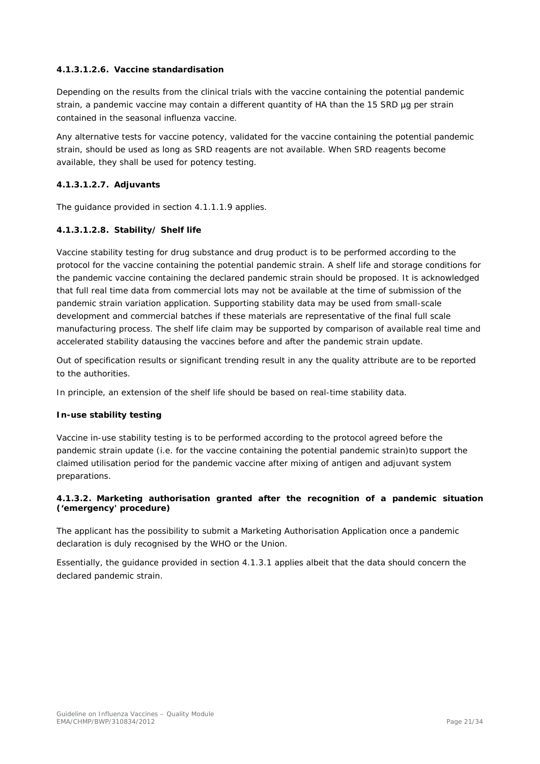#### 4.1.3.1.2.6. Vaccine standardisation

Depending on the results from the clinical trials with the vaccine containing the potential pandemic strain, a pandemic vaccine may contain a different quantity of HA than the 15 SRD µg per strain contained in the seasonal influenza vaccine.

Any alternative tests for vaccine potency, validated for the vaccine containing the potential pandemic strain, should be used as long as SRD reagents are not available. When SRD reagents become available, they shall be used for potency testing.

#### 4.1.3.1.2.7. Adjuvants

The guidance provided in section 4.1.1.1.9 applies.

#### 4.1.3.1.2.8. Stability/ Shelf life

Vaccine stability testing for drug substance and drug product is to be performed according to the protocol for the vaccine containing the potential pandemic strain. A shelf life and storage conditions for the pandemic vaccine containing the declared pandemic strain should be proposed. It is acknowledged that full real time data from commercial lots may not be available at the time of submission of the pandemic strain variation application. Supporting stability data may be used from small-scale development and commercial batches if these materials are representative of the final full scale manufacturing process. The shelf life claim may be supported by comparison of available real time and accelerated stability datausing the vaccines before and after the pandemic strain update.

Out of specification results or significant trending result in any the quality attribute are to be reported to the authorities.

In principle, an extension of the shelf life should be based on real-time stability data.

**In-use stability testing**

Vaccine in-use stability testing is to be performed according to the protocol agreed before the pandemic strain update (i.e. for the vaccine containing the potential pandemic strain)to support the claimed utilisation period for the pandemic vaccine after mixing of antigen and adjuvant system preparations.

#### 4.1.3.2. Marketing authorisation granted after the recognition of a pandemic situation ('emergency' procedure)

The applicant has the possibility to submit a Marketing Authorisation Application once a pandemic declaration is duly recognised by the WHO or the Union.

Essentially, the guidance provided in section 4.1.3.1 applies albeit that the data should concern the declared pandemic strain.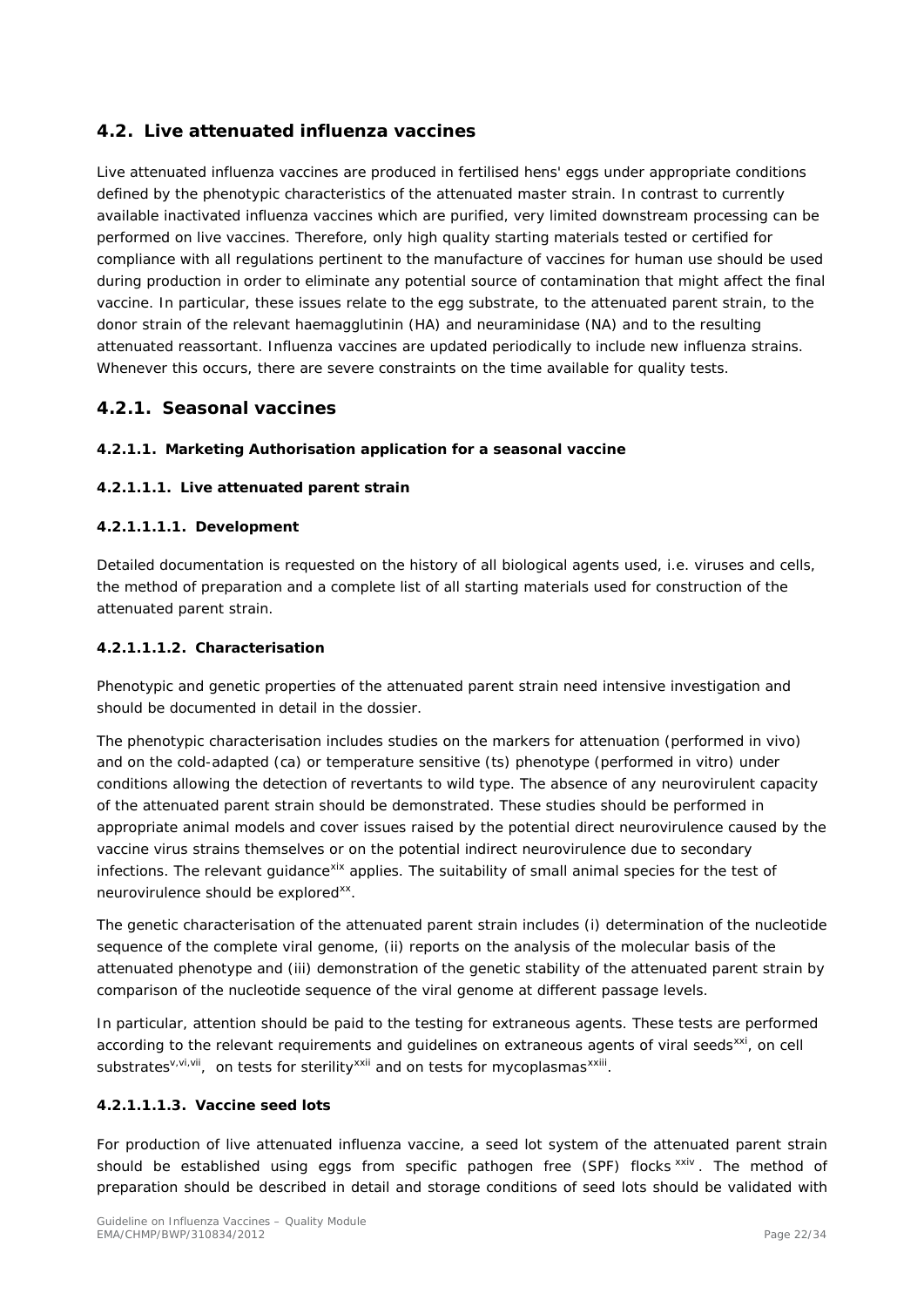## 4.2. Live attenuated influenza vaccines

Live attenuated influenza vaccines are produced in fertilised hens' eggs under appropriate conditions defined by the phenotypic characteristics of the attenuated master strain. In contrast to currently available inactivated influenza vaccines which are purified, very limited downstream processing can be performed on live vaccines. Therefore, only high quality starting materials tested or certified for compliance with all regulations pertinent to the manufacture of vaccines for human use should be used during production in order to eliminate any potential source of contamination that might affect the final vaccine. In particular, these issues relate to the egg substrate, to the attenuated parent strain, to the donor strain of the relevant haemagglutinin (HA) and neuraminidase (NA) and to the resulting attenuated reassortant. Influenza vaccines are updated periodically to include new influenza strains. Whenever this occurs, there are severe constraints on the time available for quality tests.

## 4.2.1. Seasonal vaccines

#### 4.2.1.1. Marketing Authorisation application for a seasonal vaccine

#### 4.2.1.1.1. Live attenuated parent strain

#### 4.2.1.1.1.1. Development

Detailed documentation is requested on the history of all biological agents used, i.e. viruses and cells, the method of preparation and a complete list of all starting materials used for construction of the attenuated parent strain.

#### 4.2.1.1.1.2. Characterisation

Phenotypic and genetic properties of the attenuated parent strain need intensive investigation and should be documented in detail in the dossier.

The phenotypic characterisation includes studies on the markers for attenuation (performed in vivo) and on the cold-adapted (ca) or temperature sensitive (ts) phenotype (performed in vitro) under conditions allowing the detection of revertants to wild type. The absence of any neurovirulent capacity of the attenuated parent strain should be demonstrated. These studies should be performed in appropriate animal models and cover issues raised by the potential direct neurovirulence caused by the vaccine virus strains themselves or on the potential indirect neurovirulence due to secondary infections. The relevant guidance[xix] applies. The suitability of small animal species for the test of neurovirulence should be explored[xx].

The genetic characterisation of the attenuated parent strain includes (i) determination of the nucleotide sequence of the complete viral genome, (ii) reports on the analysis of the molecular basis of the attenuated phenotype and (iii) demonstration of the genetic stability of the attenuated parent strain by comparison of the nucleotide sequence of the viral genome at different passage levels.

In particular, attention should be paid to the testing for extraneous agents. These tests are performed according to the relevant requirements and guidelines on extraneous agents of viral seeds[xxi], on cell substrates[v,vi,vii], on tests for sterility[xxii] and on tests for mycoplasmas[xxiii].

#### 4.2.1.1.1.3. Vaccine seed lots

For production of live attenuated influenza vaccine, a seed lot system of the attenuated parent strain should be established using eggs from specific pathogen free (SPF) flocks[xxiv]. The method of preparation should be described in detail and storage conditions of seed lots should be validated with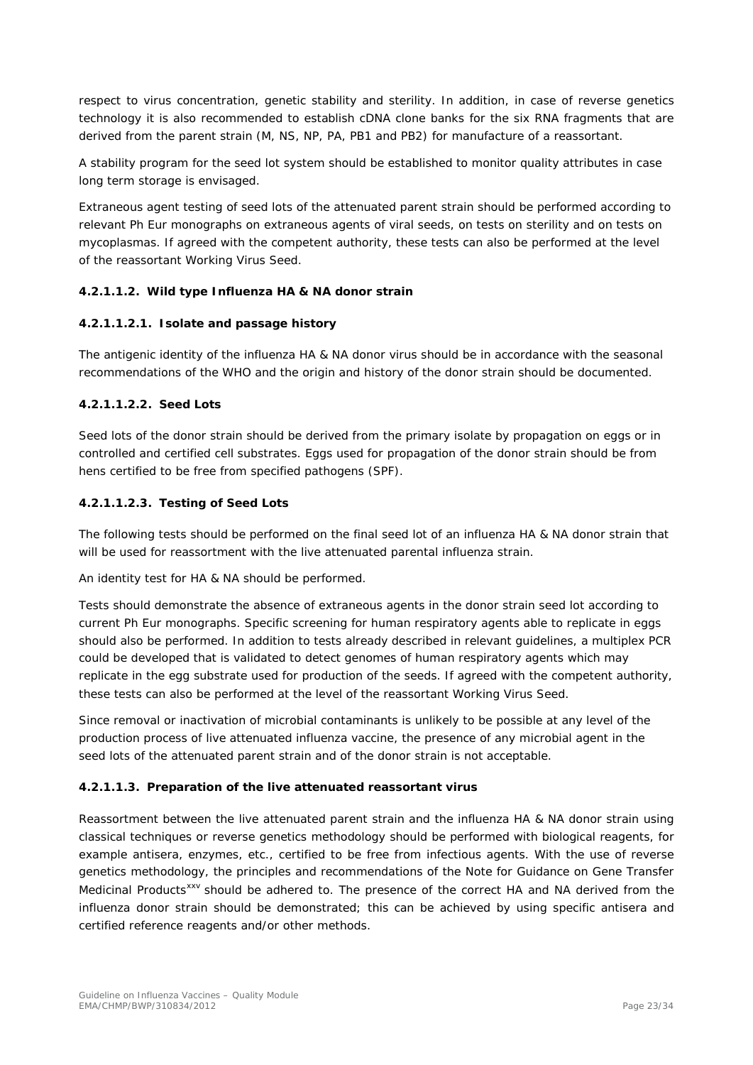respect to virus concentration, genetic stability and sterility. In addition, in case of reverse genetics technology it is also recommended to establish cDNA clone banks for the six RNA fragments that are derived from the parent strain (M, NS, NP, PA, PB1 and PB2) for manufacture of a reassortant.

A stability program for the seed lot system should be established to monitor quality attributes in case long term storage is envisaged.

Extraneous agent testing of seed lots of the attenuated parent strain should be performed according to relevant Ph Eur monographs on extraneous agents of viral seeds, on tests on sterility and on tests on mycoplasmas. If agreed with the competent authority, these tests can also be performed at the level of the reassortant Working Virus Seed.

#### 4.2.1.1.2. Wild type Influenza HA & NA donor strain

##### 4.2.1.1.2.1. Isolate and passage history

The antigenic identity of the influenza HA & NA donor virus should be in accordance with the seasonal recommendations of the WHO and the origin and history of the donor strain should be documented.

##### 4.2.1.1.2.2. Seed Lots

Seed lots of the donor strain should be derived from the primary isolate by propagation on eggs or in controlled and certified cell substrates. Eggs used for propagation of the donor strain should be from hens certified to be free from specified pathogens (SPF).

##### 4.2.1.1.2.3. Testing of Seed Lots

The following tests should be performed on the final seed lot of an influenza HA & NA donor strain that will be used for reassortment with the live attenuated parental influenza strain.

An identity test for HA & NA should be performed.

Tests should demonstrate the absence of extraneous agents in the donor strain seed lot according to current Ph Eur monographs. Specific screening for human respiratory agents able to replicate in eggs should also be performed. In addition to tests already described in relevant guidelines, a multiplex PCR could be developed that is validated to detect genomes of human respiratory agents which may replicate in the egg substrate used for production of the seeds. If agreed with the competent authority, these tests can also be performed at the level of the reassortant Working Virus Seed.

Since removal or inactivation of microbial contaminants is unlikely to be possible at any level of the production process of live attenuated influenza vaccine, the presence of any microbial agent in the seed lots of the attenuated parent strain and of the donor strain is not acceptable.

#### 4.2.1.1.3. Preparation of the live attenuated reassortant virus

Reassortment between the live attenuated parent strain and the influenza HA & NA donor strain using classical techniques or reverse genetics methodology should be performed with biological reagents, for example antisera, enzymes, etc., certified to be free from infectious agents. With the use of reverse genetics methodology, the principles and recommendations of the Note for Guidance on Gene Transfer Medicinal Products[xxv] should be adhered to. The presence of the correct HA and NA derived from the influenza donor strain should be demonstrated; this can be achieved by using specific antisera and certified reference reagents and/or other methods.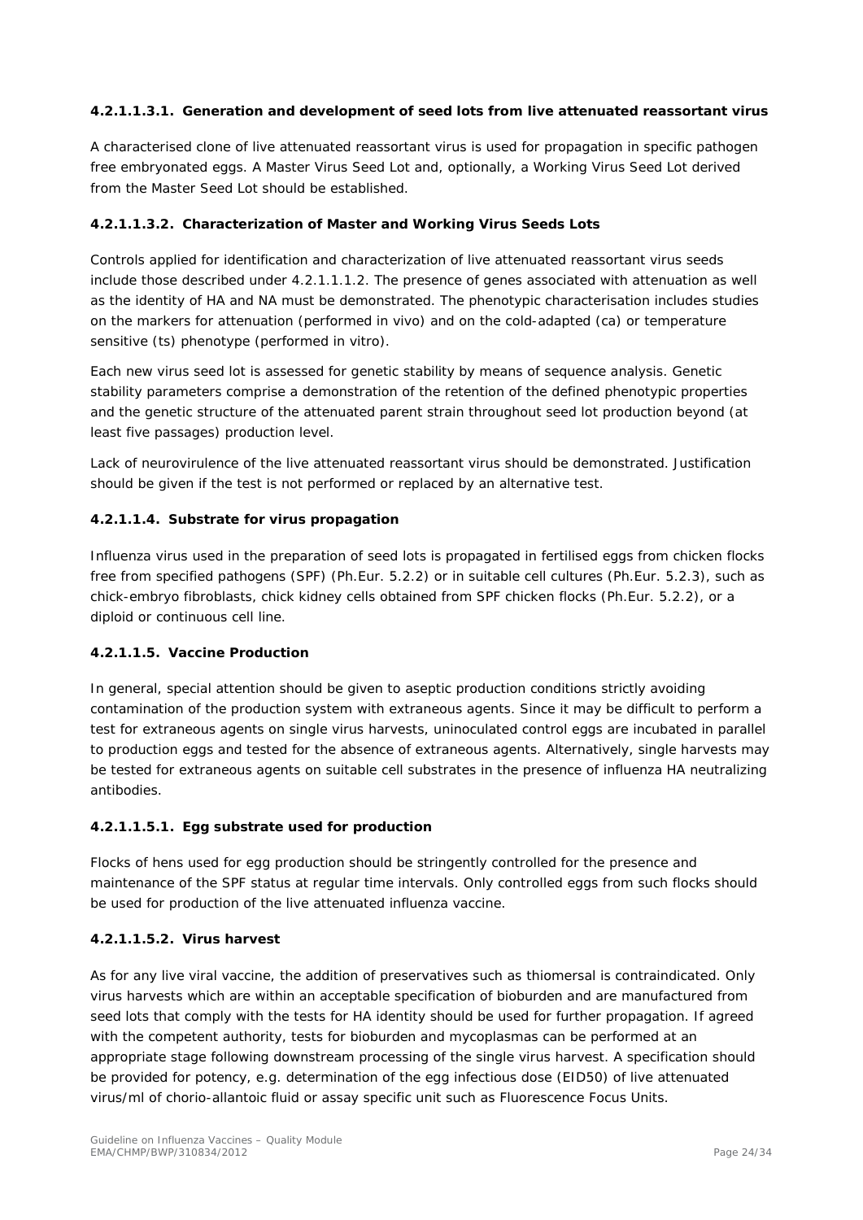#### 4.2.1.1.3.1. Generation and development of seed lots from live attenuated reassortant virus

A characterised clone of live attenuated reassortant virus is used for propagation in specific pathogen free embryonated eggs. A Master Virus Seed Lot and, optionally, a Working Virus Seed Lot derived from the Master Seed Lot should be established.

#### 4.2.1.1.3.2. Characterization of Master and Working Virus Seeds Lots

Controls applied for identification and characterization of live attenuated reassortant virus seeds include those described under 4.2.1.1.1.2. The presence of genes associated with attenuation as well as the identity of HA and NA must be demonstrated. The phenotypic characterisation includes studies on the markers for attenuation (performed in vivo) and on the cold-adapted (ca) or temperature sensitive (ts) phenotype (performed in vitro).

Each new virus seed lot is assessed for genetic stability by means of sequence analysis. Genetic stability parameters comprise a demonstration of the retention of the defined phenotypic properties and the genetic structure of the attenuated parent strain throughout seed lot production beyond (at least five passages) production level.

Lack of neurovirulence of the live attenuated reassortant virus should be demonstrated. Justification should be given if the test is not performed or replaced by an alternative test.

#### 4.2.1.1.4. Substrate for virus propagation

Influenza virus used in the preparation of seed lots is propagated in fertilised eggs from chicken flocks free from specified pathogens (SPF) (Ph.Eur. 5.2.2) or in suitable cell cultures (Ph.Eur. 5.2.3), such as chick-embryo fibroblasts, chick kidney cells obtained from SPF chicken flocks (Ph.Eur. 5.2.2), or a diploid or continuous cell line.

#### 4.2.1.1.5. Vaccine Production

In general, special attention should be given to aseptic production conditions strictly avoiding contamination of the production system with extraneous agents. Since it may be difficult to perform a test for extraneous agents on single virus harvests, uninoculated control eggs are incubated in parallel to production eggs and tested for the absence of extraneous agents. Alternatively, single harvests may be tested for extraneous agents on suitable cell substrates in the presence of influenza HA neutralizing antibodies.

#### 4.2.1.1.5.1. Egg substrate used for production

Flocks of hens used for egg production should be stringently controlled for the presence and maintenance of the SPF status at regular time intervals. Only controlled eggs from such flocks should be used for production of the live attenuated influenza vaccine.

#### 4.2.1.1.5.2. Virus harvest

As for any live viral vaccine, the addition of preservatives such as thiomersal is contraindicated. Only virus harvests which are within an acceptable specification of bioburden and are manufactured from seed lots that comply with the tests for HA identity should be used for further propagation. If agreed with the competent authority, tests for bioburden and mycoplasmas can be performed at an appropriate stage following downstream processing of the single virus harvest. A specification should be provided for potency, e.g. determination of the egg infectious dose (EID50) of live attenuated virus/ml of chorio-allantoic fluid or assay specific unit such as Fluorescence Focus Units.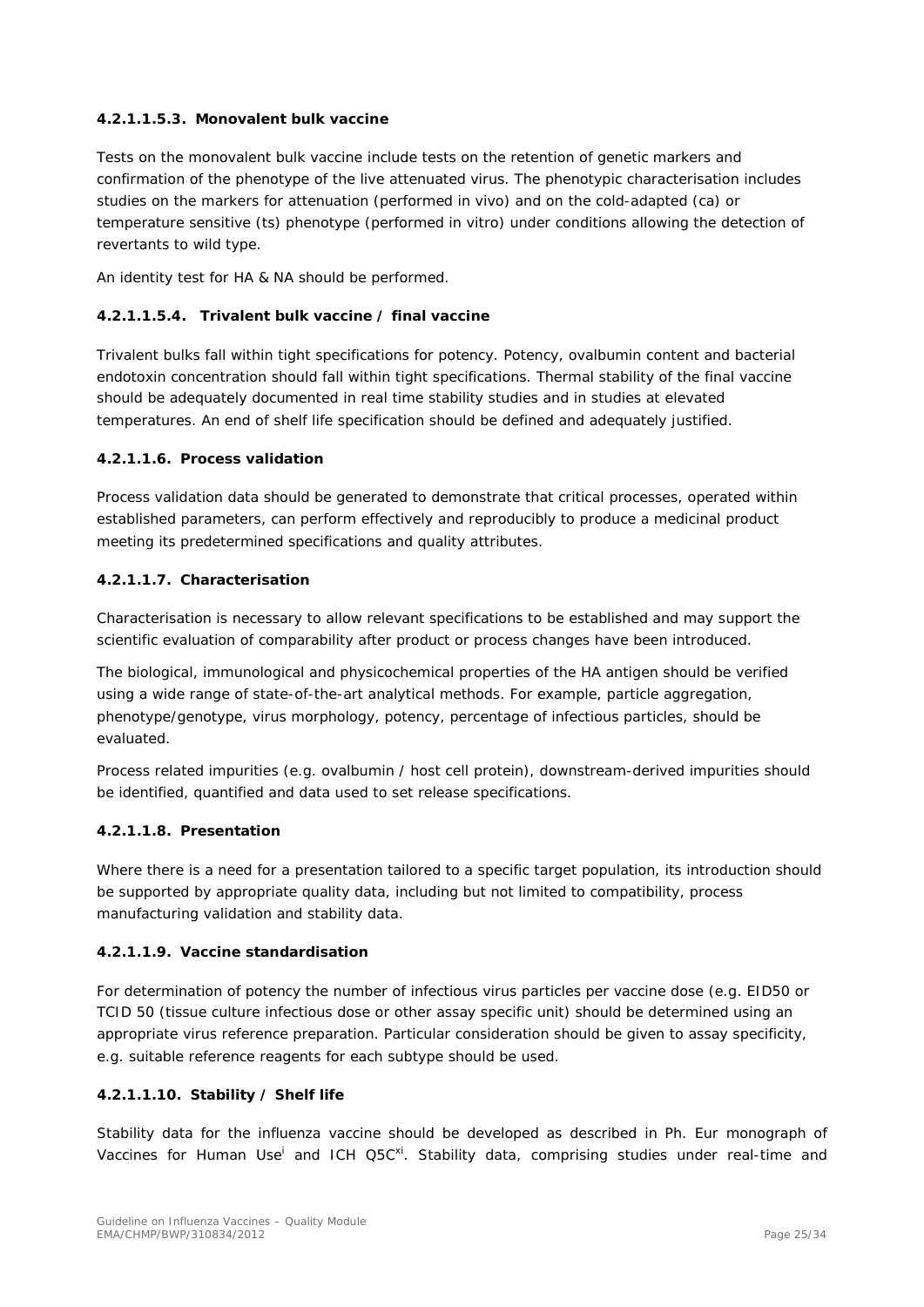#### 4.2.1.1.5.3. Monovalent bulk vaccine

Tests on the monovalent bulk vaccine include tests on the retention of genetic markers and confirmation of the phenotype of the live attenuated virus. The phenotypic characterisation includes studies on the markers for attenuation (performed in vivo) and on the cold-adapted (ca) or temperature sensitive (ts) phenotype (performed in vitro) under conditions allowing the detection of revertants to wild type.

An identity test for HA & NA should be performed.

#### 4.2.1.1.5.4. Trivalent bulk vaccine / final vaccine

Trivalent bulks fall within tight specifications for potency. Potency, ovalbumin content and bacterial endotoxin concentration should fall within tight specifications. Thermal stability of the final vaccine should be adequately documented in real time stability studies and in studies at elevated temperatures. An end of shelf life specification should be defined and adequately justified.

#### 4.2.1.1.6. Process validation

Process validation data should be generated to demonstrate that critical processes, operated within established parameters, can perform effectively and reproducibly to produce a medicinal product meeting its predetermined specifications and quality attributes.

#### 4.2.1.1.7. Characterisation

Characterisation is necessary to allow relevant specifications to be established and may support the scientific evaluation of comparability after product or process changes have been introduced.

The biological, immunological and physicochemical properties of the HA antigen should be verified using a wide range of state-of-the-art analytical methods. For example, particle aggregation, phenotype/genotype, virus morphology, potency, percentage of infectious particles, should be evaluated.

Process related impurities (e.g. ovalbumin / host cell protein), downstream-derived impurities should be identified, quantified and data used to set release specifications.

#### 4.2.1.1.8. Presentation

Where there is a need for a presentation tailored to a specific target population, its introduction should be supported by appropriate quality data, including but not limited to compatibility, process manufacturing validation and stability data.

#### 4.2.1.1.9. Vaccine standardisation

For determination of potency the number of infectious virus particles per vaccine dose (e.g. EID50 or TCID 50 (tissue culture infectious dose or other assay specific unit) should be determined using an appropriate virus reference preparation. Particular consideration should be given to assay specificity, e.g. suitable reference reagents for each subtype should be used.

#### 4.2.1.1.10. Stability / Shelf life

Stability data for the influenza vaccine should be developed as described in Ph. Eur monograph of Vaccines for Human Use[i] and ICH Q5C[xi]. Stability data, comprising studies under real-time and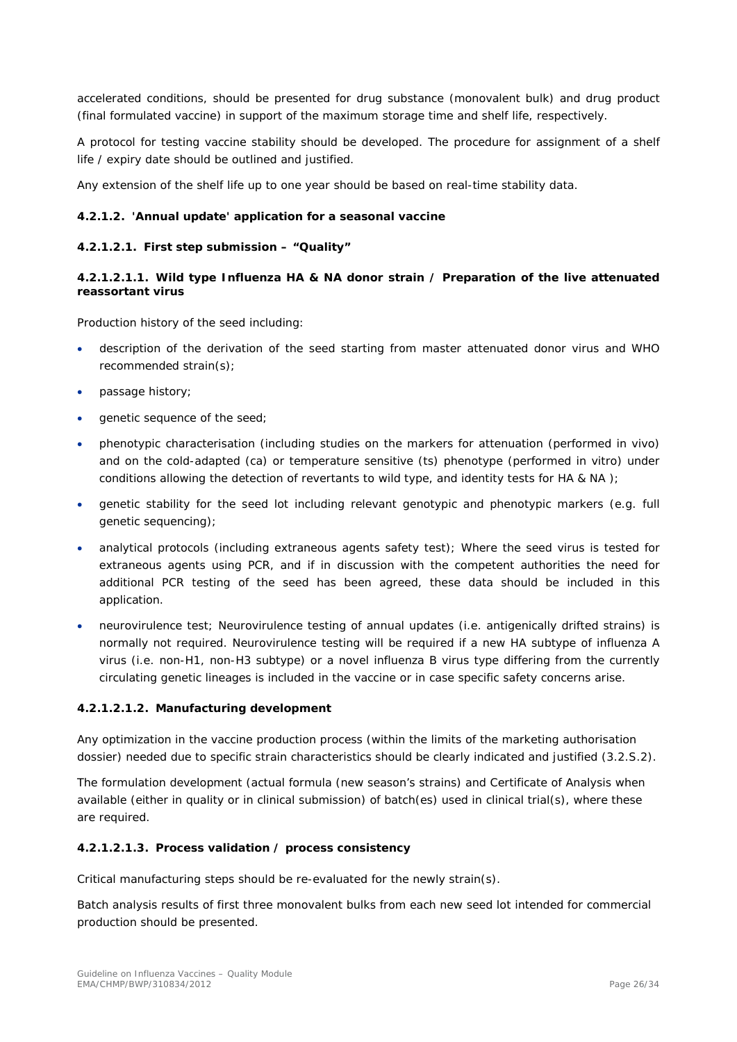accelerated conditions, should be presented for drug substance (monovalent bulk) and drug product (final formulated vaccine) in support of the maximum storage time and shelf life, respectively.

A protocol for testing vaccine stability should be developed. The procedure for assignment of a shelf life / expiry date should be outlined and justified.

Any extension of the shelf life up to one year should be based on real-time stability data.

#### 4.2.1.2. 'Annual update' application for a seasonal vaccine

##### 4.2.1.2.1. First step submission – "Quality"

###### 4.2.1.2.1.1. Wild type Influenza HA & NA donor strain / Preparation of the live attenuated reassortant virus

Production history of the seed including:

- description of the derivation of the seed starting from master attenuated donor virus and WHO recommended strain(s);
- passage history;
- genetic sequence of the seed;
- phenotypic characterisation (including studies on the markers for attenuation (performed in vivo) and on the cold-adapted (ca) or temperature sensitive (ts) phenotype (performed in vitro) under conditions allowing the detection of revertants to wild type, and identity tests for HA & NA );
- genetic stability for the seed lot including relevant genotypic and phenotypic markers (e.g. full genetic sequencing);
- analytical protocols (including extraneous agents safety test); Where the seed virus is tested for extraneous agents using PCR, and if in discussion with the competent authorities the need for additional PCR testing of the seed has been agreed, these data should be included in this application.
- neurovirulence test; Neurovirulence testing of annual updates (i.e. antigenically drifted strains) is normally not required. Neurovirulence testing will be required if a new HA subtype of influenza A virus (i.e. non-H1, non-H3 subtype) or a novel influenza B virus type differing from the currently circulating genetic lineages is included in the vaccine or in case specific safety concerns arise.

###### 4.2.1.2.1.2. Manufacturing development

Any optimization in the vaccine production process (within the limits of the marketing authorisation dossier) needed due to specific strain characteristics should be clearly indicated and justified (3.2.S.2).

The formulation development (actual formula (new season's strains) and Certificate of Analysis when available (either in quality or in clinical submission) of batch(es) used in clinical trial(s), where these are required.

###### 4.2.1.2.1.3. Process validation / process consistency

Critical manufacturing steps should be re-evaluated for the newly strain(s).

Batch analysis results of first three monovalent bulks from each new seed lot intended for commercial production should be presented.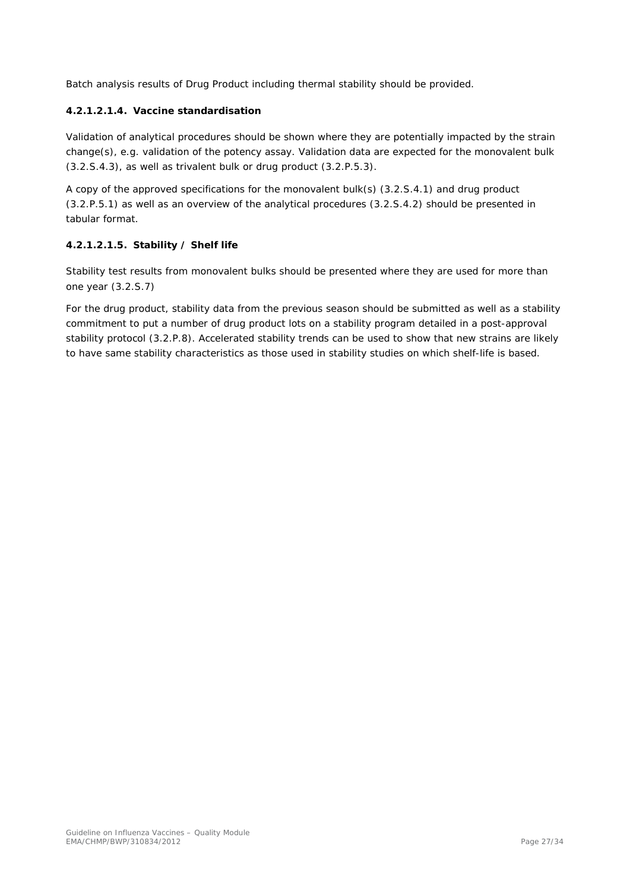Batch analysis results of Drug Product including thermal stability should be provided.

#### 4.2.1.2.1.4. Vaccine standardisation

Validation of analytical procedures should be shown where they are potentially impacted by the strain change(s), e.g. validation of the potency assay. Validation data are expected for the monovalent bulk (3.2.S.4.3), as well as trivalent bulk or drug product (3.2.P.5.3).

A copy of the approved specifications for the monovalent bulk(s) (3.2.S.4.1) and drug product (3.2.P.5.1) as well as an overview of the analytical procedures (3.2.S.4.2) should be presented in tabular format.

#### 4.2.1.2.1.5. Stability / Shelf life

Stability test results from monovalent bulks should be presented where they are used for more than one year (3.2.S.7)

For the drug product, stability data from the previous season should be submitted as well as a stability commitment to put a number of drug product lots on a stability program detailed in a post-approval stability protocol (3.2.P.8). Accelerated stability trends can be used to show that new strains are likely to have same stability characteristics as those used in stability studies on which shelf-life is based.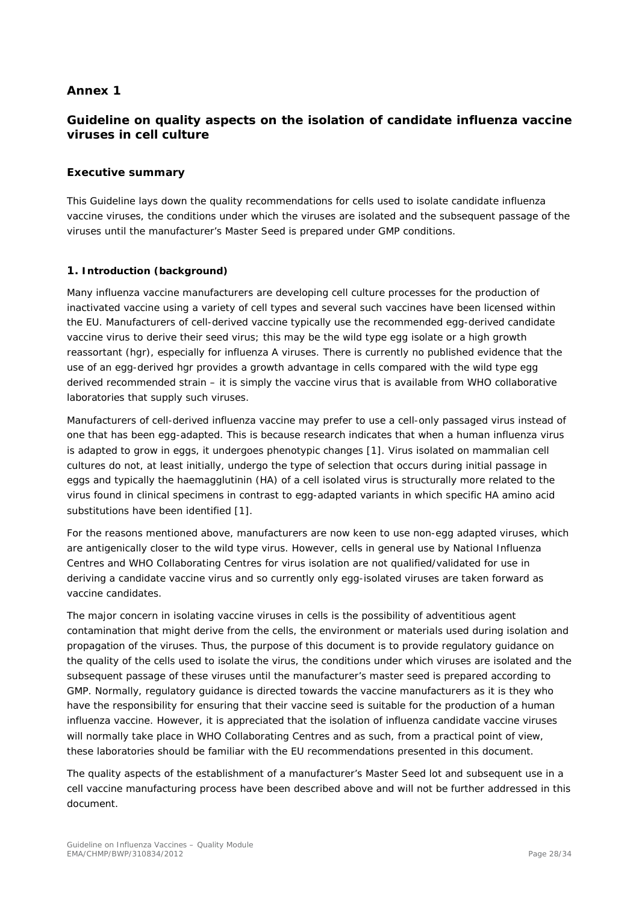## Annex 1

## Guideline on quality aspects on the isolation of candidate influenza vaccine viruses in cell culture

### Executive summary

This Guideline lays down the quality recommendations for cells used to isolate candidate influenza vaccine viruses, the conditions under which the viruses are isolated and the subsequent passage of the viruses until the manufacturer's Master Seed is prepared under GMP conditions.

### 1. Introduction (background)

Many influenza vaccine manufacturers are developing cell culture processes for the production of inactivated vaccine using a variety of cell types and several such vaccines have been licensed within the EU. Manufacturers of cell-derived vaccine typically use the recommended egg-derived candidate vaccine virus to derive their seed virus; this may be the wild type egg isolate or a high growth reassortant (hgr), especially for influenza A viruses. There is currently no published evidence that the use of an egg-derived hgr provides a growth advantage in cells compared with the wild type egg derived recommended strain – it is simply the vaccine virus that is available from WHO collaborative laboratories that supply such viruses.

Manufacturers of cell-derived influenza vaccine may prefer to use a cell-only passaged virus instead of one that has been egg-adapted. This is because research indicates that when a human influenza virus is adapted to grow in eggs, it undergoes phenotypic changes [1]. Virus isolated on mammalian cell cultures do not, at least initially, undergo the type of selection that occurs during initial passage in eggs and typically the haemagglutinin (HA) of a cell isolated virus is structurally more related to the virus found in clinical specimens in contrast to egg-adapted variants in which specific HA amino acid substitutions have been identified [1].

For the reasons mentioned above, manufacturers are now keen to use non-egg adapted viruses, which are antigenically closer to the wild type virus. However, cells in general use by National Influenza Centres and WHO Collaborating Centres for virus isolation are not qualified/validated for use in deriving a candidate vaccine virus and so currently only egg-isolated viruses are taken forward as vaccine candidates.

The major concern in isolating vaccine viruses in cells is the possibility of adventitious agent contamination that might derive from the cells, the environment or materials used during isolation and propagation of the viruses. Thus, the purpose of this document is to provide regulatory guidance on the quality of the cells used to isolate the virus, the conditions under which viruses are isolated and the subsequent passage of these viruses until the manufacturer's master seed is prepared according to GMP. Normally, regulatory guidance is directed towards the vaccine manufacturers as it is they who have the responsibility for ensuring that their vaccine seed is suitable for the production of a human influenza vaccine. However, it is appreciated that the isolation of influenza candidate vaccine viruses will normally take place in WHO Collaborating Centres and as such, from a practical point of view, these laboratories should be familiar with the EU recommendations presented in this document.

The quality aspects of the establishment of a manufacturer's Master Seed lot and subsequent use in a cell vaccine manufacturing process have been described above and will not be further addressed in this document.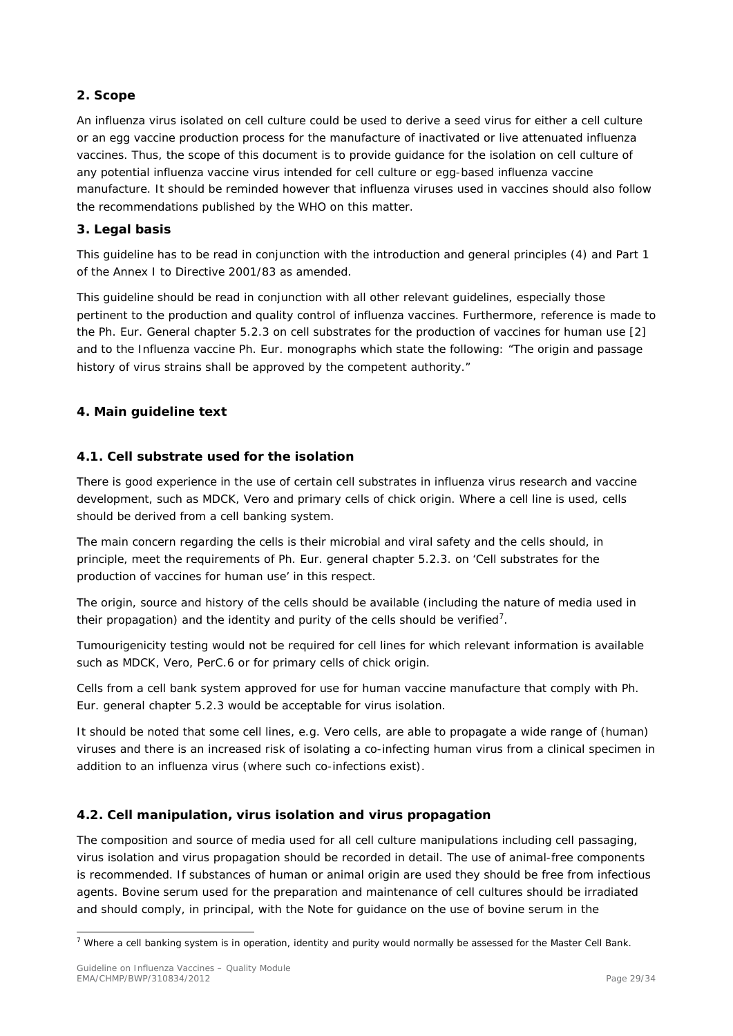## 2. Scope

An influenza virus isolated on cell culture could be used to derive a seed virus for either a cell culture or an egg vaccine production process for the manufacture of inactivated or live attenuated influenza vaccines. Thus, the scope of this document is to provide guidance for the isolation on cell culture of any potential influenza vaccine virus intended for cell culture or egg-based influenza vaccine manufacture. It should be reminded however that influenza viruses used in vaccines should also follow the recommendations published by the WHO on this matter.

## 3. Legal basis

This guideline has to be read in conjunction with the introduction and general principles (4) and Part 1 of the Annex I to Directive 2001/83 as amended.

This guideline should be read in conjunction with all other relevant guidelines, especially those pertinent to the production and quality control of influenza vaccines. Furthermore, reference is made to the Ph. Eur. General chapter 5.2.3 on cell substrates for the production of vaccines for human use [2] and to the Influenza vaccine Ph. Eur. monographs which state the following: "The origin and passage history of virus strains shall be approved by the competent authority."

## 4. Main guideline text

### 4.1. Cell substrate used for the isolation

There is good experience in the use of certain cell substrates in influenza virus research and vaccine development, such as MDCK, Vero and primary cells of chick origin. Where a cell line is used, cells should be derived from a cell banking system.

The main concern regarding the cells is their microbial and viral safety and the cells should, in principle, meet the requirements of Ph. Eur. general chapter 5.2.3. on 'Cell substrates for the production of vaccines for human use' in this respect.

The origin, source and history of the cells should be available (including the nature of media used in their propagation) and the identity and purity of the cells should be verified[7].

Tumourigenicity testing would not be required for cell lines for which relevant information is available such as MDCK, Vero, PerC.6 or for primary cells of chick origin.

Cells from a cell bank system approved for use for human vaccine manufacture that comply with Ph. Eur. general chapter 5.2.3 would be acceptable for virus isolation.

It should be noted that some cell lines, e.g. Vero cells, are able to propagate a wide range of (human) viruses and there is an increased risk of isolating a co-infecting human virus from a clinical specimen in addition to an influenza virus (where such co-infections exist).

### 4.2. Cell manipulation, virus isolation and virus propagation

The composition and source of media used for all cell culture manipulations including cell passaging, virus isolation and virus propagation should be recorded in detail. The use of animal-free components is recommended. If substances of human or animal origin are used they should be free from infectious agents. Bovine serum used for the preparation and maintenance of cell cultures should be irradiated and should comply, in principal, with the Note for guidance on the use of bovine serum in the

[7] Where a cell banking system is in operation, identity and purity would normally be assessed for the Master Cell Bank.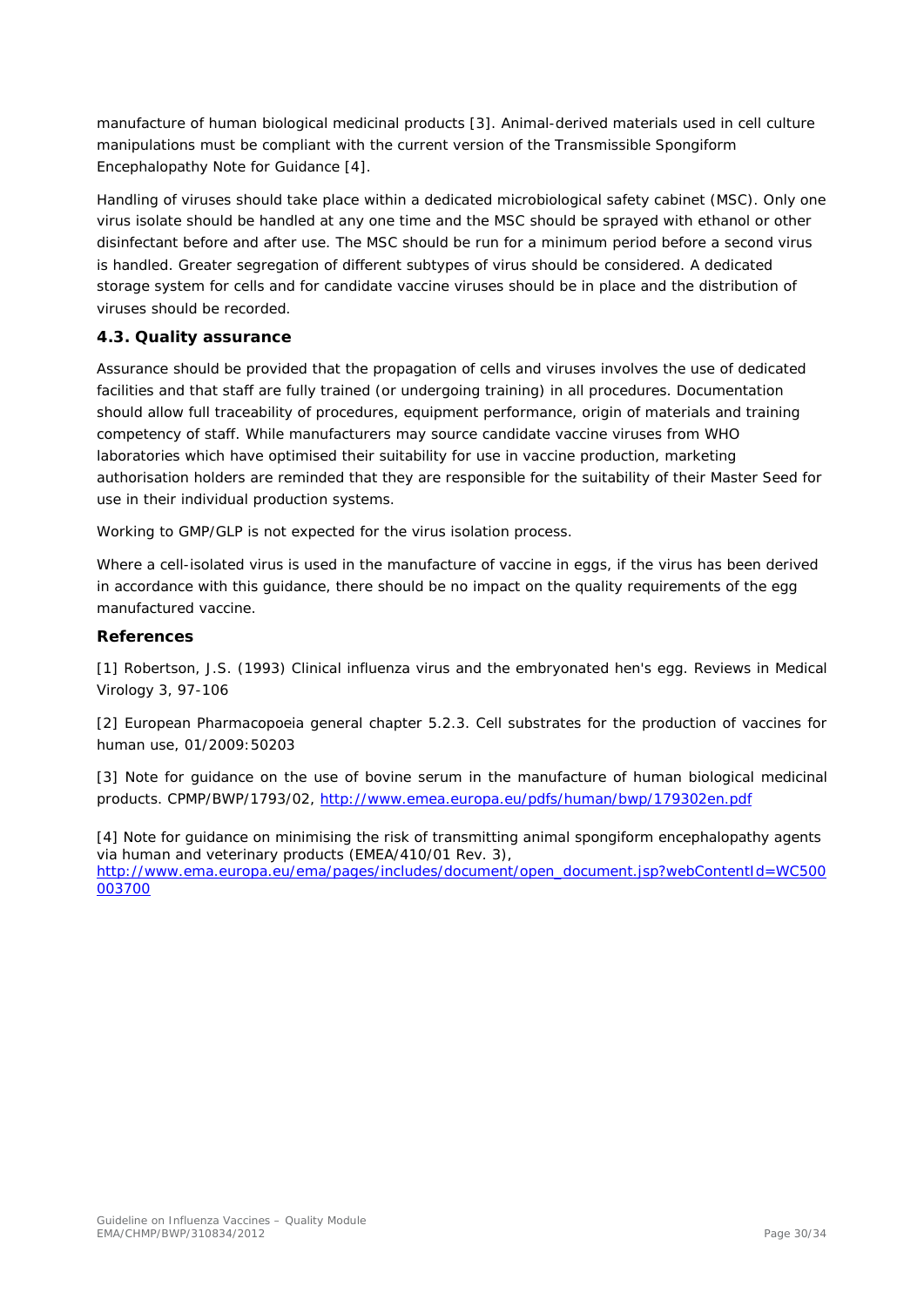manufacture of human biological medicinal products [3]. Animal-derived materials used in cell culture manipulations must be compliant with the current version of the Transmissible Spongiform Encephalopathy Note for Guidance [4].

Handling of viruses should take place within a dedicated microbiological safety cabinet (MSC). Only one virus isolate should be handled at any one time and the MSC should be sprayed with ethanol or other disinfectant before and after use. The MSC should be run for a minimum period before a second virus is handled. Greater segregation of different subtypes of virus should be considered. A dedicated storage system for cells and for candidate vaccine viruses should be in place and the distribution of viruses should be recorded.

### 4.3. Quality assurance

Assurance should be provided that the propagation of cells and viruses involves the use of dedicated facilities and that staff are fully trained (or undergoing training) in all procedures. Documentation should allow full traceability of procedures, equipment performance, origin of materials and training competency of staff. While manufacturers may source candidate vaccine viruses from WHO laboratories which have optimised their suitability for use in vaccine production, marketing authorisation holders are reminded that they are responsible for the suitability of their Master Seed for use in their individual production systems.

Working to GMP/GLP is not expected for the virus isolation process.

Where a cell-isolated virus is used in the manufacture of vaccine in eggs, if the virus has been derived in accordance with this guidance, there should be no impact on the quality requirements of the egg manufactured vaccine.

### References

[1] Robertson, J.S. (1993) Clinical influenza virus and the embryonated hen's egg. Reviews in Medical Virology 3, 97-106

[2] European Pharmacopoeia general chapter 5.2.3. Cell substrates for the production of vaccines for human use, 01/2009:50203

[3] Note for guidance on the use of bovine serum in the manufacture of human biological medicinal products. CPMP/BWP/1793/02, http://www.emea.europa.eu/pdfs/human/bwp/179302en.pdf

[4] Note for guidance on minimising the risk of transmitting animal spongiform encephalopathy agents via human and veterinary products (EMEA/410/01 Rev. 3), http://www.ema.europa.eu/ema/pages/includes/document/open_document.jsp?webContentId=WC500003700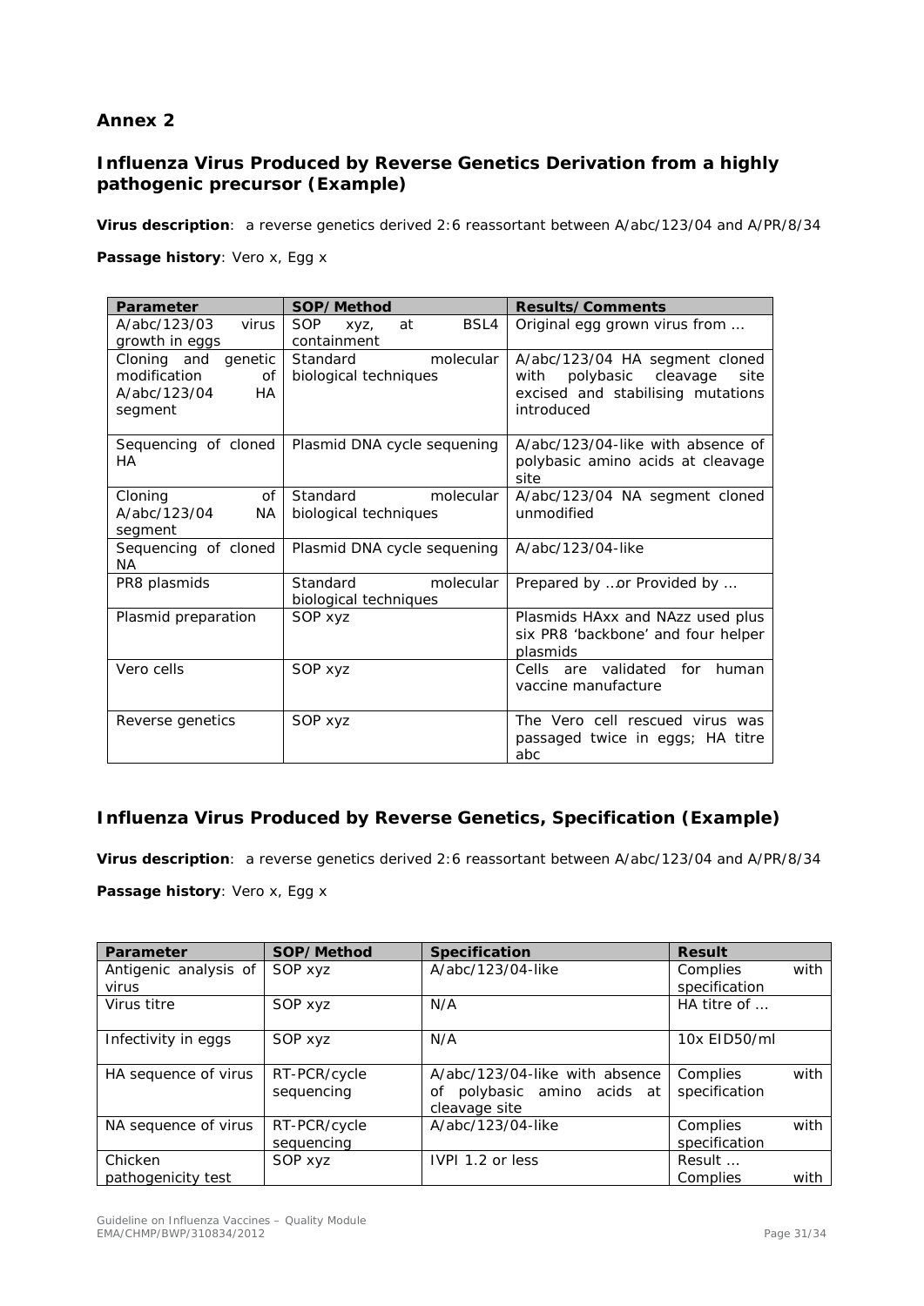## Annex 2

### Influenza Virus Produced by Reverse Genetics Derivation from a highly pathogenic precursor (Example)

**Virus description**: a reverse genetics derived 2:6 reassortant between A/abc/123/04 and A/PR/8/34

**Passage history**: Vero x, Egg x

| Parameter | SOP/Method | Results/Comments |
|---|---|---|
| A/abc/123/03 virus growth in eggs | SOP xyz, at BSL4 containment | Original egg grown virus from … |
| Cloning and genetic modification of A/abc/123/04 HA segment | Standard molecular biological techniques | A/abc/123/04 HA segment cloned with polybasic cleavage site excised and stabilising mutations introduced |
| Sequencing of cloned HA | Plasmid DNA cycle sequening | A/abc/123/04-like with absence of polybasic amino acids at cleavage site |
| Cloning of A/abc/123/04 NA segment | Standard molecular biological techniques | A/abc/123/04 NA segment cloned unmodified |
| Sequencing of cloned NA | Plasmid DNA cycle sequening | A/abc/123/04-like |
| PR8 plasmids | Standard molecular biological techniques | Prepared by …or Provided by … |
| Plasmid preparation | SOP xyz | Plasmids HAxx and NAzz used plus six PR8 'backbone' and four helper plasmids |
| Vero cells | SOP xyz | Cells are validated for human vaccine manufacture |
| Reverse genetics | SOP xyz | The Vero cell rescued virus was passaged twice in eggs; HA titre abc |

### Influenza Virus Produced by Reverse Genetics, Specification (Example)

**Virus description**: a reverse genetics derived 2:6 reassortant between A/abc/123/04 and A/PR/8/34

**Passage history**: Vero x, Egg x

| Parameter | SOP/Method | Specification | Result |
|---|---|---|---|
| Antigenic analysis of virus | SOP xyz | A/abc/123/04-like | Complies with specification |
| Virus titre | SOP xyz | N/A | HA titre of … |
| Infectivity in eggs | SOP xyz | N/A | 10x EID50/ml |
| HA sequence of virus | RT-PCR/cycle sequencing | A/abc/123/04-like with absence of polybasic amino acids at cleavage site | Complies with specification |
| NA sequence of virus | RT-PCR/cycle sequencing | A/abc/123/04-like | Complies with specification |
| Chicken pathogenicity test | SOP xyz | IVPI 1.2 or less | Result … Complies with |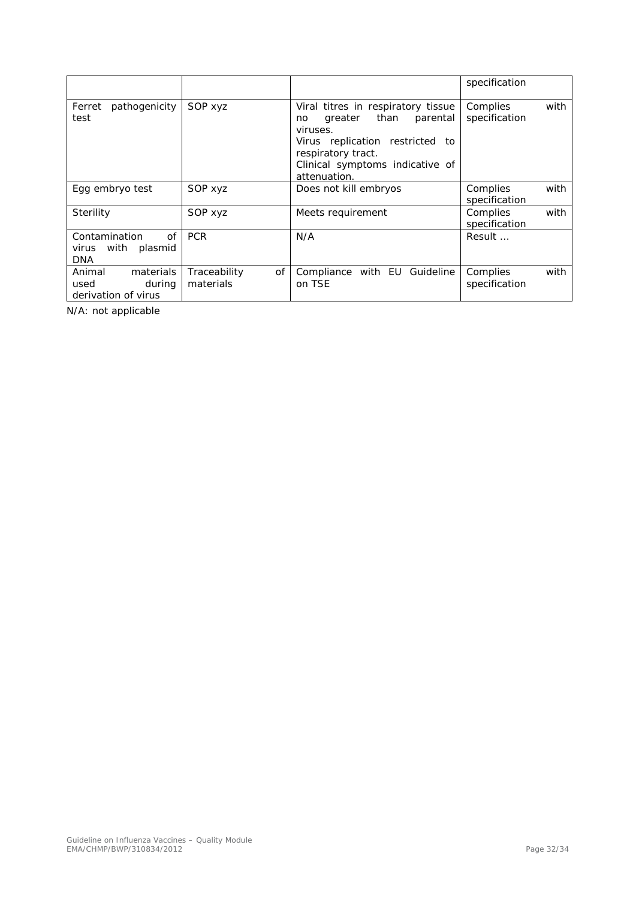| | | | specification |
|---|---|---|---|
| Ferret pathogenicity test | SOP xyz | Viral titres in respiratory tissue no greater than parental viruses.<br>Virus replication restricted to respiratory tract.<br>Clinical symptoms indicative of attenuation. | Complies with specification |
| Egg embryo test | SOP xyz | Does not kill embryos | Complies with specification |
| Sterility | SOP xyz | Meets requirement | Complies with specification |
| Contamination of virus with plasmid DNA | PCR | N/A | Result … |
| Animal materials used during derivation of virus | Traceability of materials | Compliance with EU Guideline on TSE | Complies with specification |

N/A: not applicable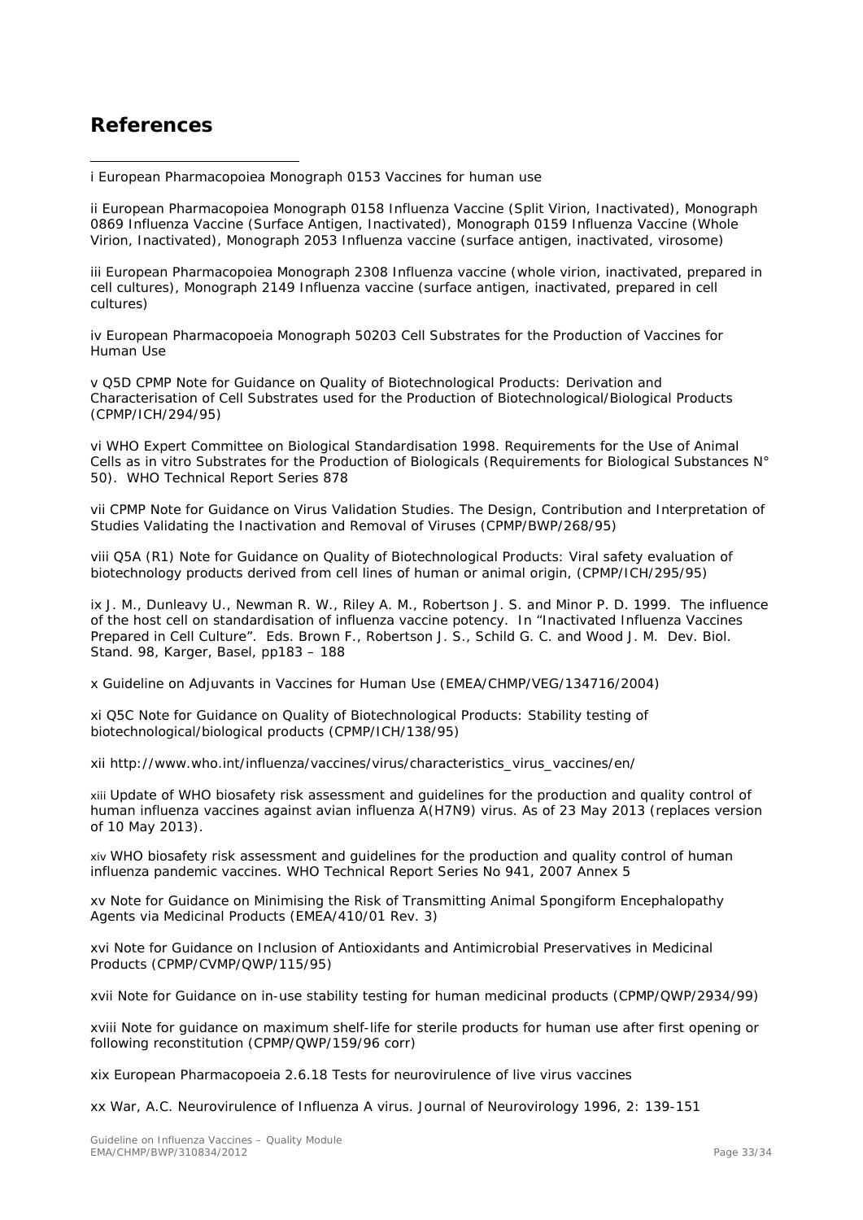## References

i European Pharmacopoiea Monograph 0153 Vaccines for human use

ii European Pharmacopoiea Monograph 0158 Influenza Vaccine (Split Virion, Inactivated), Monograph 0869 Influenza Vaccine (Surface Antigen, Inactivated), Monograph 0159 Influenza Vaccine (Whole Virion, Inactivated), Monograph 2053 Influenza vaccine (surface antigen, inactivated, virosome)

iii European Pharmacopoiea Monograph 2308 Influenza vaccine (whole virion, inactivated, prepared in cell cultures), Monograph 2149 Influenza vaccine (surface antigen, inactivated, prepared in cell cultures)

iv European Pharmacopoeia Monograph 50203 Cell Substrates for the Production of Vaccines for Human Use

v Q5D CPMP Note for Guidance on Quality of Biotechnological Products: Derivation and Characterisation of Cell Substrates used for the Production of Biotechnological/Biological Products (CPMP/ICH/294/95)

vi WHO Expert Committee on Biological Standardisation 1998. Requirements for the Use of Animal Cells as in vitro Substrates for the Production of Biologicals (Requirements for Biological Substances N° 50). WHO Technical Report Series 878

vii CPMP Note for Guidance on Virus Validation Studies. The Design, Contribution and Interpretation of Studies Validating the Inactivation and Removal of Viruses (CPMP/BWP/268/95)

viii Q5A (R1) Note for Guidance on Quality of Biotechnological Products: Viral safety evaluation of biotechnology products derived from cell lines of human or animal origin, (CPMP/ICH/295/95)

ix J. M., Dunleavy U., Newman R. W., Riley A. M., Robertson J. S. and Minor P. D. 1999. The influence of the host cell on standardisation of influenza vaccine potency. In "Inactivated Influenza Vaccines Prepared in Cell Culture". Eds. Brown F., Robertson J. S., Schild G. C. and Wood J. M. Dev. Biol. Stand. 98, Karger, Basel, pp183 – 188

x Guideline on Adjuvants in Vaccines for Human Use (EMEA/CHMP/VEG/134716/2004)

xi Q5C Note for Guidance on Quality of Biotechnological Products: Stability testing of biotechnological/biological products (CPMP/ICH/138/95)

xii http://www.who.int/influenza/vaccines/virus/characteristics_virus_vaccines/en/

xiii Update of WHO biosafety risk assessment and guidelines for the production and quality control of human influenza vaccines against avian influenza A(H7N9) virus. As of 23 May 2013 (replaces version of 10 May 2013).

xiv WHO biosafety risk assessment and guidelines for the production and quality control of human influenza pandemic vaccines. WHO Technical Report Series No 941, 2007 Annex 5

xv Note for Guidance on Minimising the Risk of Transmitting Animal Spongiform Encephalopathy Agents via Medicinal Products (EMEA/410/01 Rev. 3)

xvi Note for Guidance on Inclusion of Antioxidants and Antimicrobial Preservatives in Medicinal Products (CPMP/CVMP/QWP/115/95)

xvii Note for Guidance on in-use stability testing for human medicinal products (CPMP/QWP/2934/99)

xviii Note for guidance on maximum shelf-life for sterile products for human use after first opening or following reconstitution (CPMP/QWP/159/96 corr)

xix European Pharmacopoeia 2.6.18 Tests for neurovirulence of live virus vaccines

xx War, A.C. Neurovirulence of Influenza A virus. Journal of Neurovirology 1996, 2: 139-151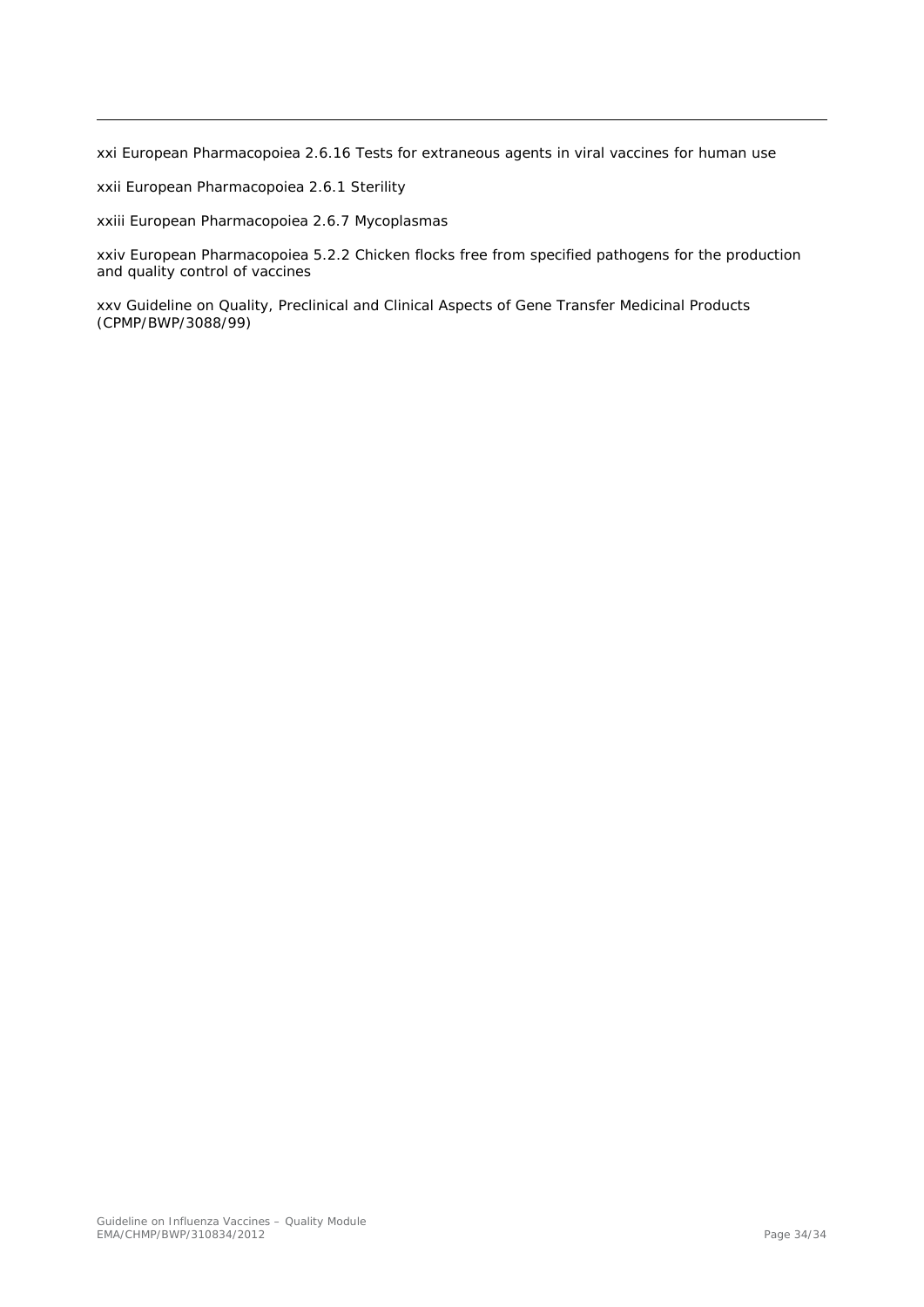xxi European Pharmacopoiea 2.6.16 Tests for extraneous agents in viral vaccines for human use

xxii European Pharmacopoiea 2.6.1 Sterility

xxiii European Pharmacopoiea 2.6.7 Mycoplasmas

xxiv European Pharmacopoiea 5.2.2 Chicken flocks free from specified pathogens for the production and quality control of vaccines

xxv Guideline on Quality, Preclinical and Clinical Aspects of Gene Transfer Medicinal Products (CPMP/BWP/3088/99)